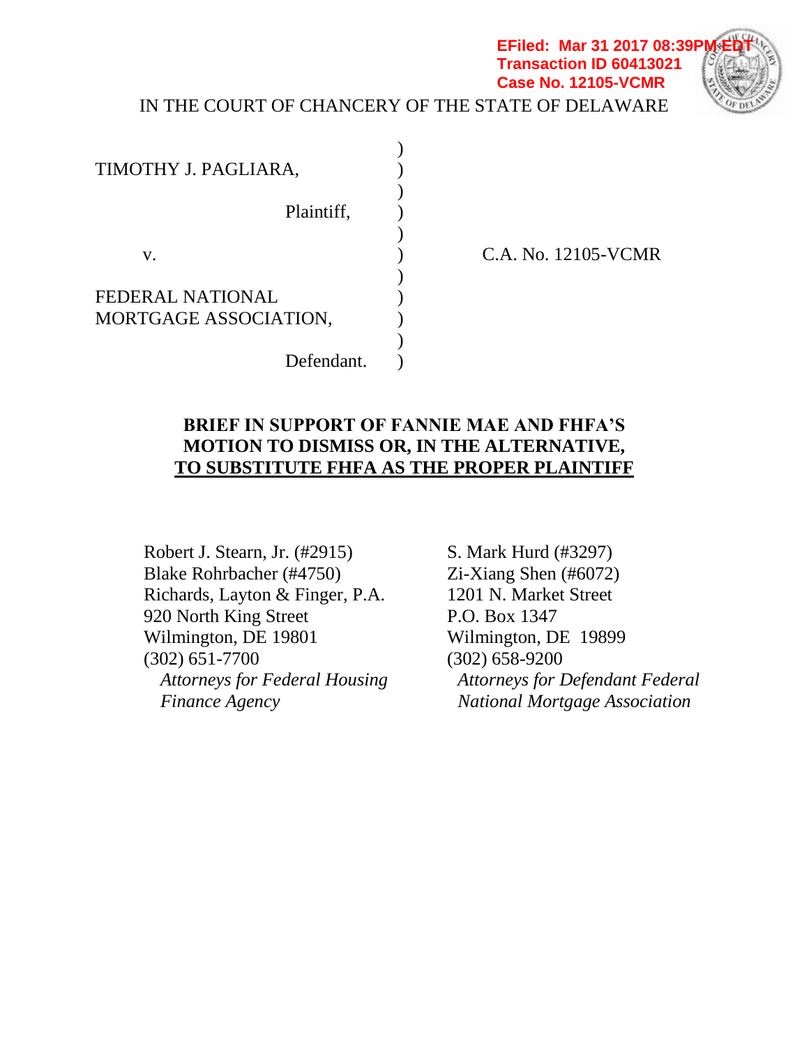EFiled: Mar 31 2017 08:39PM EDT
Transaction ID 60413021
Case No. 12105-VCMR

IN THE COURT OF CHANCERY OF THE STATE OF DELAWARE

| | | |
|---|---|---|
| TIMOTHY J. PAGLIARA, | ) | |
| Plaintiff, | ) | |
| v. | ) | C.A. No. 12105-VCMR |
| FEDERAL NATIONAL MORTGAGE ASSOCIATION, | ) | |
| Defendant. | ) | |

**BRIEF IN SUPPORT OF FANNIE MAE AND FHFA'S MOTION TO DISMISS OR, IN THE ALTERNATIVE, TO SUBSTITUTE FHFA AS THE PROPER PLAINTIFF**

Robert J. Stearn, Jr. (#2915)
Blake Rohrbacher (#4750)
Richards, Layton & Finger, P.A.
920 North King Street
Wilmington, DE 19801
(302) 651-7700
*Attorneys for Federal Housing Finance Agency*

S. Mark Hurd (#3297)
Zi-Xiang Shen (#6072)
1201 N. Market Street
P.O. Box 1347
Wilmington, DE 19899
(302) 658-9200
*Attorneys for Defendant Federal National Mortgage Association*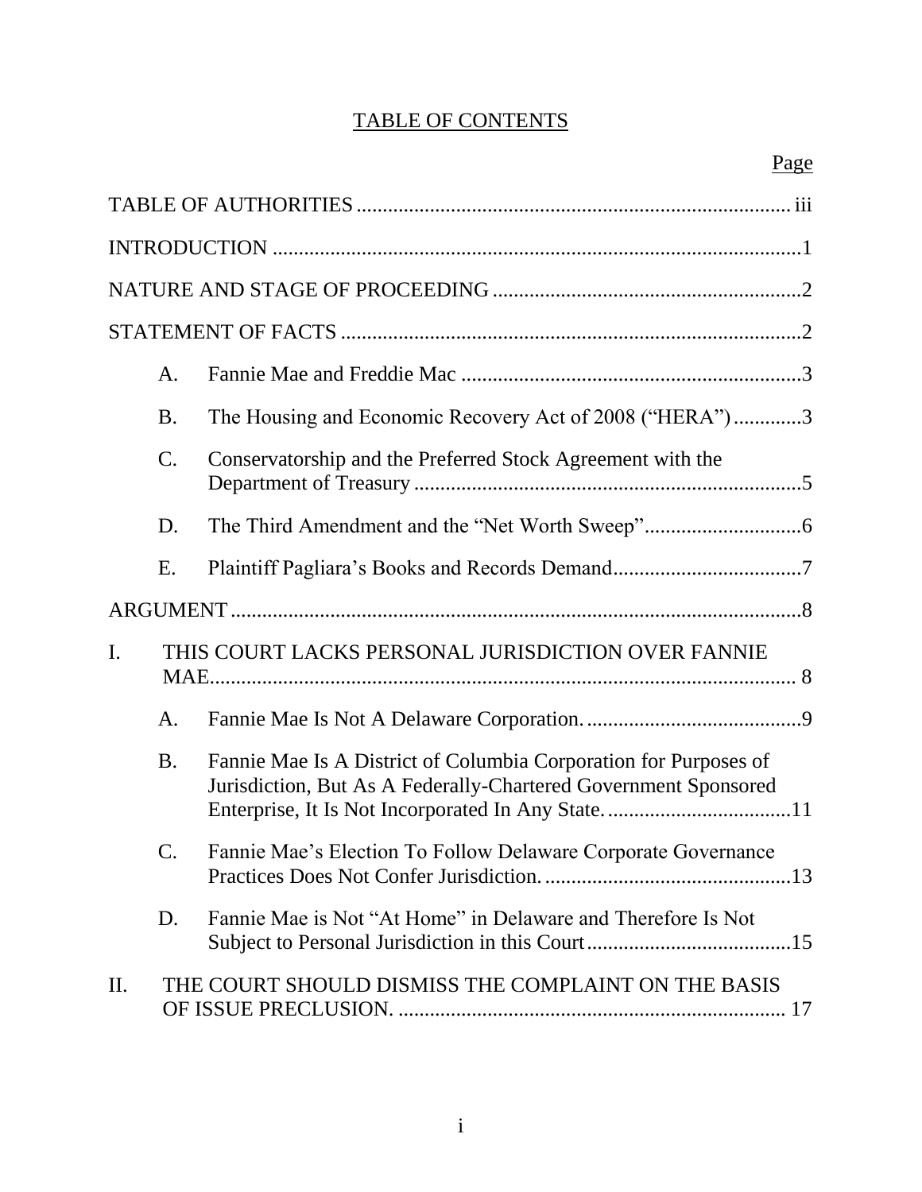# TABLE OF CONTENTS

| | | Page |
|---|---|---|
| TABLE OF AUTHORITIES | | iii |
| INTRODUCTION | | 1 |
| NATURE AND STAGE OF PROCEEDING | | 2 |
| STATEMENT OF FACTS | | 2 |
| A. | Fannie Mae and Freddie Mac | 3 |
| B. | The Housing and Economic Recovery Act of 2008 ("HERA") | 3 |
| C. | Conservatorship and the Preferred Stock Agreement with the Department of Treasury | 5 |
| D. | The Third Amendment and the "Net Worth Sweep" | 6 |
| E. | Plaintiff Pagliara's Books and Records Demand | 7 |
| ARGUMENT | | 8 |
| I. | THIS COURT LACKS PERSONAL JURISDICTION OVER FANNIE MAE | 8 |
| A. | Fannie Mae Is Not A Delaware Corporation. | 9 |
| B. | Fannie Mae Is A District of Columbia Corporation for Purposes of Jurisdiction, But As A Federally-Chartered Government Sponsored Enterprise, It Is Not Incorporated In Any State. | 11 |
| C. | Fannie Mae's Election To Follow Delaware Corporate Governance Practices Does Not Confer Jurisdiction. | 13 |
| D. | Fannie Mae is Not "At Home" in Delaware and Therefore Is Not Subject to Personal Jurisdiction in this Court | 15 |
| II. | THE COURT SHOULD DISMISS THE COMPLAINT ON THE BASIS OF ISSUE PRECLUSION. | 17 |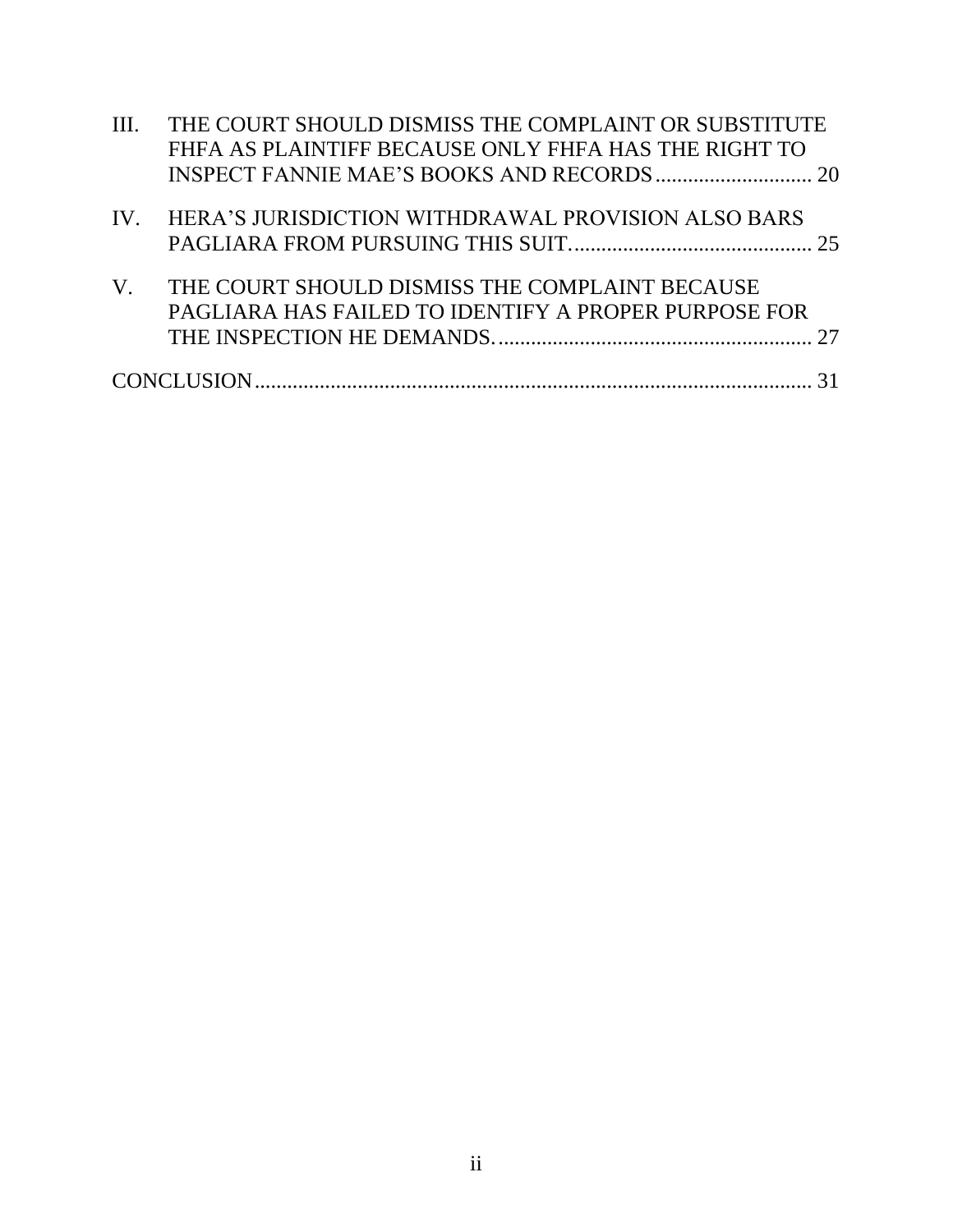III. THE COURT SHOULD DISMISS THE COMPLAINT OR SUBSTITUTE FHFA AS PLAINTIFF BECAUSE ONLY FHFA HAS THE RIGHT TO INSPECT FANNIE MAE'S BOOKS AND RECORDS ............................ 20

IV. HERA'S JURISDICTION WITHDRAWAL PROVISION ALSO BARS PAGLIARA FROM PURSUING THIS SUIT. ............................................ 25

V. THE COURT SHOULD DISMISS THE COMPLAINT BECAUSE PAGLIARA HAS FAILED TO IDENTIFY A PROPER PURPOSE FOR THE INSPECTION HE DEMANDS. .......................................................... 27

CONCLUSION ....................................................................................................... 31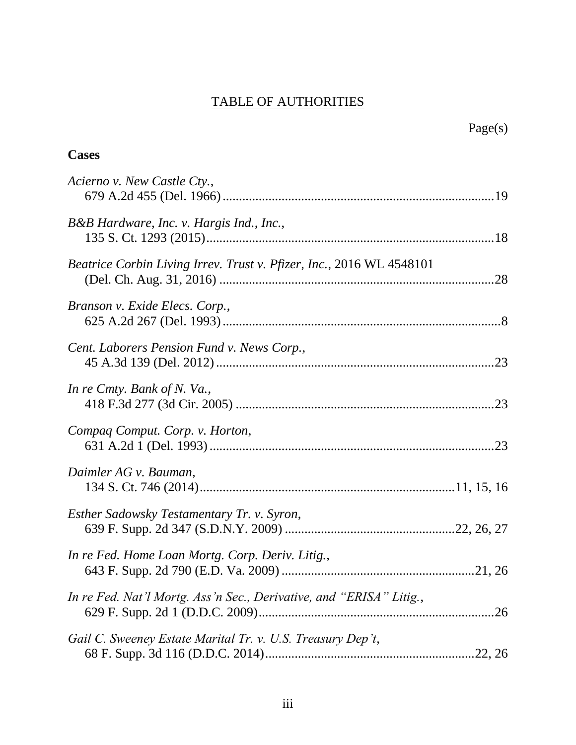# TABLE OF AUTHORITIES

Page(s)

**Cases**

*Acierno v. New Castle Cty.*,
679 A.2d 455 (Del. 1966)....................................................................................19

*B&B Hardware, Inc. v. Hargis Ind., Inc.*,
135 S. Ct. 1293 (2015)........................................................................................18

*Beatrice Corbin Living Irrev. Trust v. Pfizer, Inc.*, 2016 WL 4548101
(Del. Ch. Aug. 31, 2016) ....................................................................................28

*Branson v. Exide Elecs. Corp.*,
625 A.2d 267 (Del. 1993).....................................................................................8

*Cent. Laborers Pension Fund v. News Corp.*,
45 A.3d 139 (Del. 2012).....................................................................................23

*In re Cmty. Bank of N. Va.*,
418 F.3d 277 (3d Cir. 2005) ...............................................................................23

*Compaq Comput. Corp. v. Horton*,
631 A.2d 1 (Del. 1993).......................................................................................23

*Daimler AG v. Bauman*,
134 S. Ct. 746 (2014)............................................................................11, 15, 16

*Esther Sadowsky Testamentary Tr. v. Syron*,
639 F. Supp. 2d 347 (S.D.N.Y. 2009) ...................................................22, 26, 27

*In re Fed. Home Loan Mortg. Corp. Deriv. Litig.*,
643 F. Supp. 2d 790 (E.D. Va. 2009) ..........................................................21, 26

*In re Fed. Nat'l Mortg. Ass'n Sec., Derivative, and "ERISA" Litig.*,
629 F. Supp. 2d 1 (D.D.C. 2009).......................................................................26

*Gail C. Sweeney Estate Marital Tr. v. U.S. Treasury Dep't*,
68 F. Supp. 3d 116 (D.D.C. 2014)...............................................................22, 26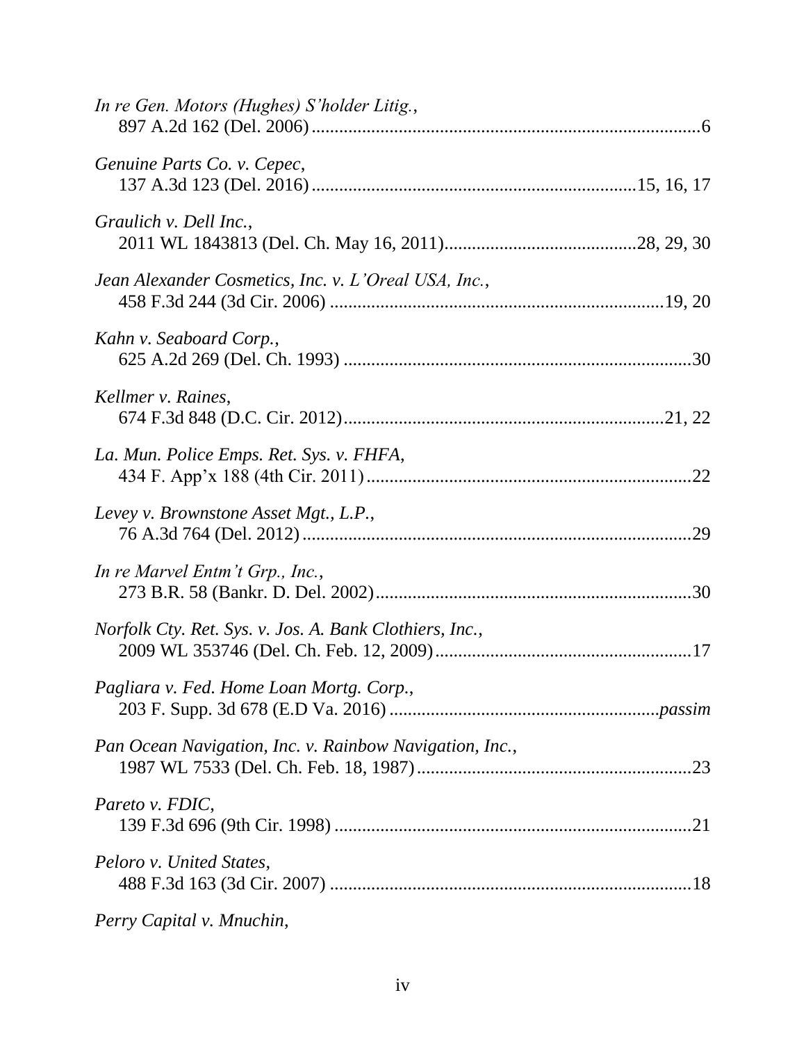*In re Gen. Motors (Hughes) S'holder Litig.*,
897 A.2d 162 (Del. 2006) .......................................................................................6

*Genuine Parts Co. v. Cepec*,
137 A.3d 123 (Del. 2016) ......................................................................15, 16, 17

*Graulich v. Dell Inc.*,
2011 WL 1843813 (Del. Ch. May 16, 2011)..........................................28, 29, 30

*Jean Alexander Cosmetics, Inc. v. L'Oreal USA, Inc.*,
458 F.3d 244 (3d Cir. 2006) .........................................................................19, 20

*Kahn v. Seaboard Corp.*,
625 A.2d 269 (Del. Ch. 1993) ..............................................................................30

*Kellmer v. Raines*,
674 F.3d 848 (D.C. Cir. 2012).......................................................................21, 22

*La. Mun. Police Emps. Ret. Sys. v. FHFA*,
434 F. App'x 188 (4th Cir. 2011) ..........................................................................22

*Levey v. Brownstone Asset Mgt., L.P.*,
76 A.3d 764 (Del. 2012) .......................................................................................29

*In re Marvel Entm't Grp., Inc.*,
273 B.R. 58 (Bankr. D. Del. 2002).......................................................................30

*Norfolk Cty. Ret. Sys. v. Jos. A. Bank Clothiers, Inc.*,
2009 WL 353746 (Del. Ch. Feb. 12, 2009)...........................................................17

*Pagliara v. Fed. Home Loan Mortg. Corp.*,
203 F. Supp. 3d 678 (E.D Va. 2016) ...........................................................*passim*

*Pan Ocean Navigation, Inc. v. Rainbow Navigation, Inc.*,
1987 WL 7533 (Del. Ch. Feb. 18, 1987)...............................................................23

*Pareto v. FDIC*,
139 F.3d 696 (9th Cir. 1998) ................................................................................21

*Peloro v. United States*,
488 F.3d 163 (3d Cir. 2007) .................................................................................18

*Perry Capital v. Mnuchin*,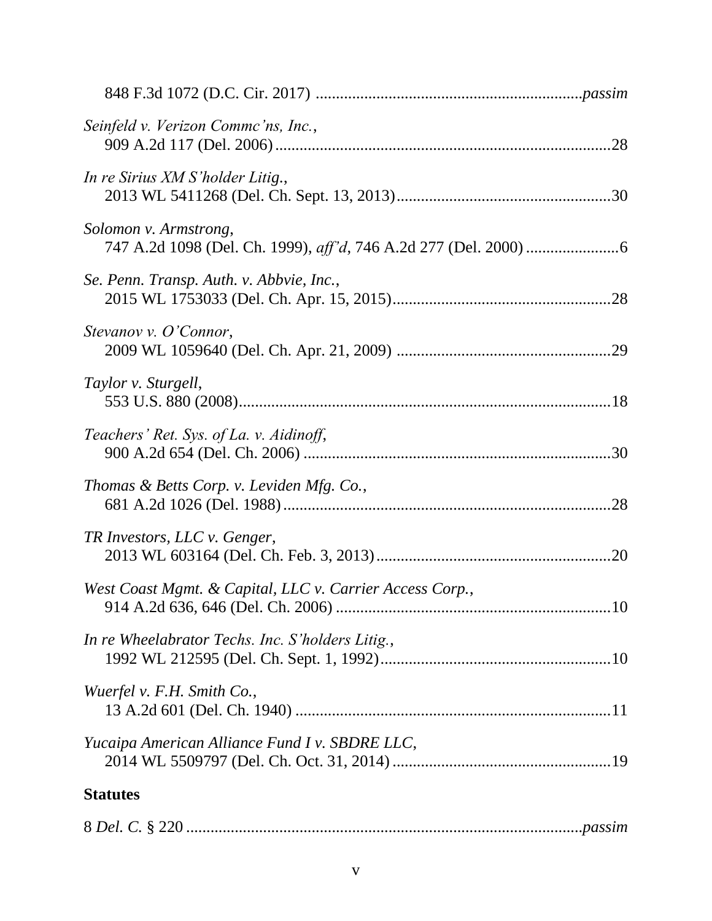848 F.3d 1072 (D.C. Cir. 2017) ................................................................*passim*

*Seinfeld v. Verizon Commc'ns, Inc.*,
909 A.2d 117 (Del. 2006).................................................................................28

*In re Sirius XM S'holder Litig.*,
2013 WL 5411268 (Del. Ch. Sept. 13, 2013)....................................................30

*Solomon v. Armstrong*,
747 A.2d 1098 (Del. Ch. 1999), *aff'd*, 746 A.2d 277 (Del. 2000) ......................6

*Se. Penn. Transp. Auth. v. Abbvie, Inc.*,
2015 WL 1753033 (Del. Ch. Apr. 15, 2015).....................................................28

*Stevanov v. O'Connor*,
2009 WL 1059640 (Del. Ch. Apr. 21, 2009) ....................................................29

*Taylor v. Sturgell*,
553 U.S. 880 (2008)..........................................................................................18

*Teachers' Ret. Sys. of La. v. Aidinoff*,
900 A.2d 654 (Del. Ch. 2006) ..........................................................................30

*Thomas & Betts Corp. v. Leviden Mfg. Co.*,
681 A.2d 1026 (Del. 1988)...............................................................................28

*TR Investors, LLC v. Genger*,
2013 WL 603164 (Del. Ch. Feb. 3, 2013).........................................................20

*West Coast Mgmt. & Capital, LLC v. Carrier Access Corp.*,
914 A.2d 636, 646 (Del. Ch. 2006) ...................................................................10

*In re Wheelabrator Techs. Inc. S'holders Litig.*,
1992 WL 212595 (Del. Ch. Sept. 1, 1992)........................................................10

*Wuerfel v. F.H. Smith Co.*,
13 A.2d 601 (Del. Ch. 1940) .............................................................................11

*Yucaipa American Alliance Fund I v. SBDRE LLC*,
2014 WL 5509797 (Del. Ch. Oct. 31, 2014) .....................................................19

**Statutes**

8 *Del. C.* § 220 ..................................................................................................*passim*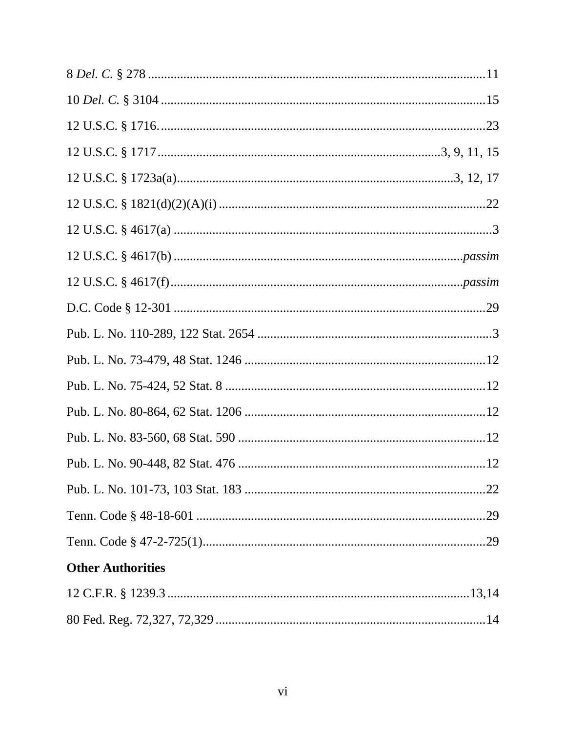8 *Del. C.* § 278 ........................................................................................................11

10 *Del. C.* § 3104 ......................................................................................................15

12 U.S.C. § 1716. .....................................................................................................23

12 U.S.C. § 1717 ......................................................................................3, 9, 11, 15

12 U.S.C. § 1723a(a)...................................................................................3, 12, 17

12 U.S.C. § 1821(d)(2)(A)(i) ...................................................................................22

12 U.S.C. § 4617(a) ...................................................................................................3

12 U.S.C. § 4617(b) .........................................................................................*passim*

12 U.S.C. § 4617(f)..........................................................................................*passim*

D.C. Code § 12-301 .................................................................................................29

Pub. L. No. 110-289, 122 Stat. 2654 .........................................................................3

Pub. L. No. 73-479, 48 Stat. 1246 ...........................................................................12

Pub. L. No. 75-424, 52 Stat. 8 .................................................................................12

Pub. L. No. 80-864, 62 Stat. 1206 ...........................................................................12

Pub. L. No. 83-560, 68 Stat. 590 .............................................................................12

Pub. L. No. 90-448, 82 Stat. 476 .............................................................................12

Pub. L. No. 101-73, 103 Stat. 183 ...........................................................................22

Tenn. Code § 48-18-601 ..........................................................................................29

Tenn. Code § 47-2-725(1)........................................................................................29

**Other Authorities**

12 C.F.R. § 1239.3 ...............................................................................................13,14

80 Fed. Reg. 72,327, 72,329 ....................................................................................14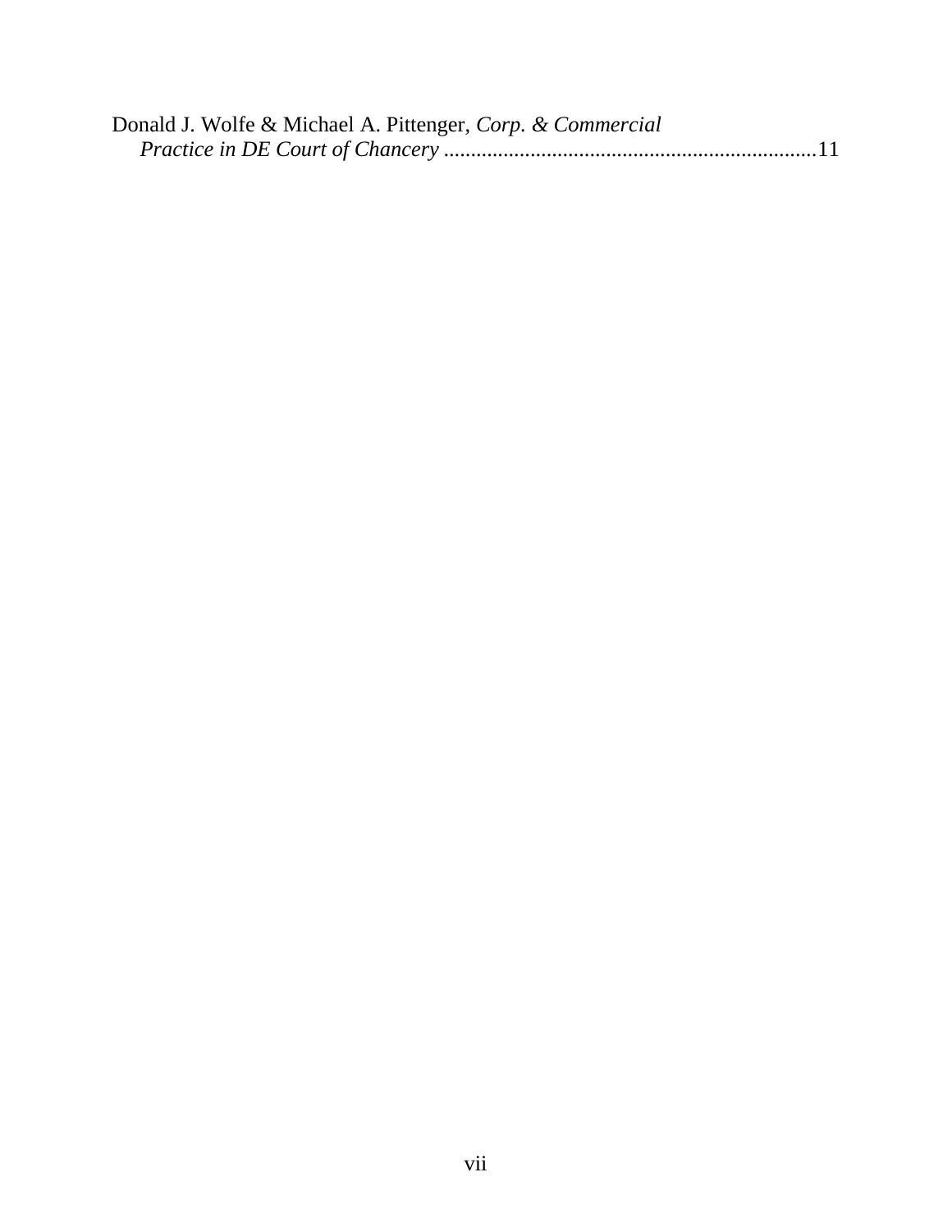Donald J. Wolfe & Michael A. Pittenger, *Corp. & Commercial Practice in DE Court of Chancery* ....................................................................11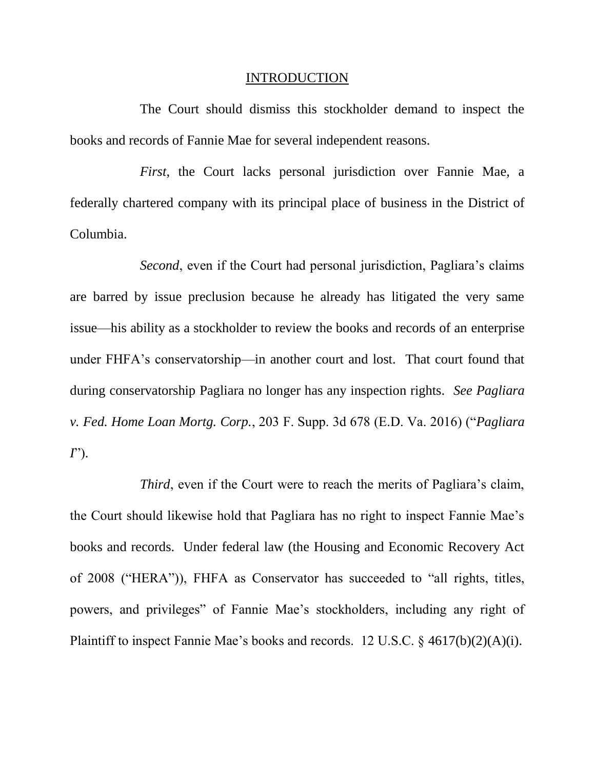# INTRODUCTION

The Court should dismiss this stockholder demand to inspect the books and records of Fannie Mae for several independent reasons.

*First*, the Court lacks personal jurisdiction over Fannie Mae, a federally chartered company with its principal place of business in the District of Columbia.

*Second*, even if the Court had personal jurisdiction, Pagliara's claims are barred by issue preclusion because he already has litigated the very same issue—his ability as a stockholder to review the books and records of an enterprise under FHFA's conservatorship—in another court and lost. That court found that during conservatorship Pagliara no longer has any inspection rights. *See Pagliara v. Fed. Home Loan Mortg. Corp.*, 203 F. Supp. 3d 678 (E.D. Va. 2016) ("*Pagliara I*").

*Third*, even if the Court were to reach the merits of Pagliara's claim, the Court should likewise hold that Pagliara has no right to inspect Fannie Mae's books and records. Under federal law (the Housing and Economic Recovery Act of 2008 ("HERA")), FHFA as Conservator has succeeded to "all rights, titles, powers, and privileges" of Fannie Mae's stockholders, including any right of Plaintiff to inspect Fannie Mae's books and records. 12 U.S.C. § 4617(b)(2)(A)(i).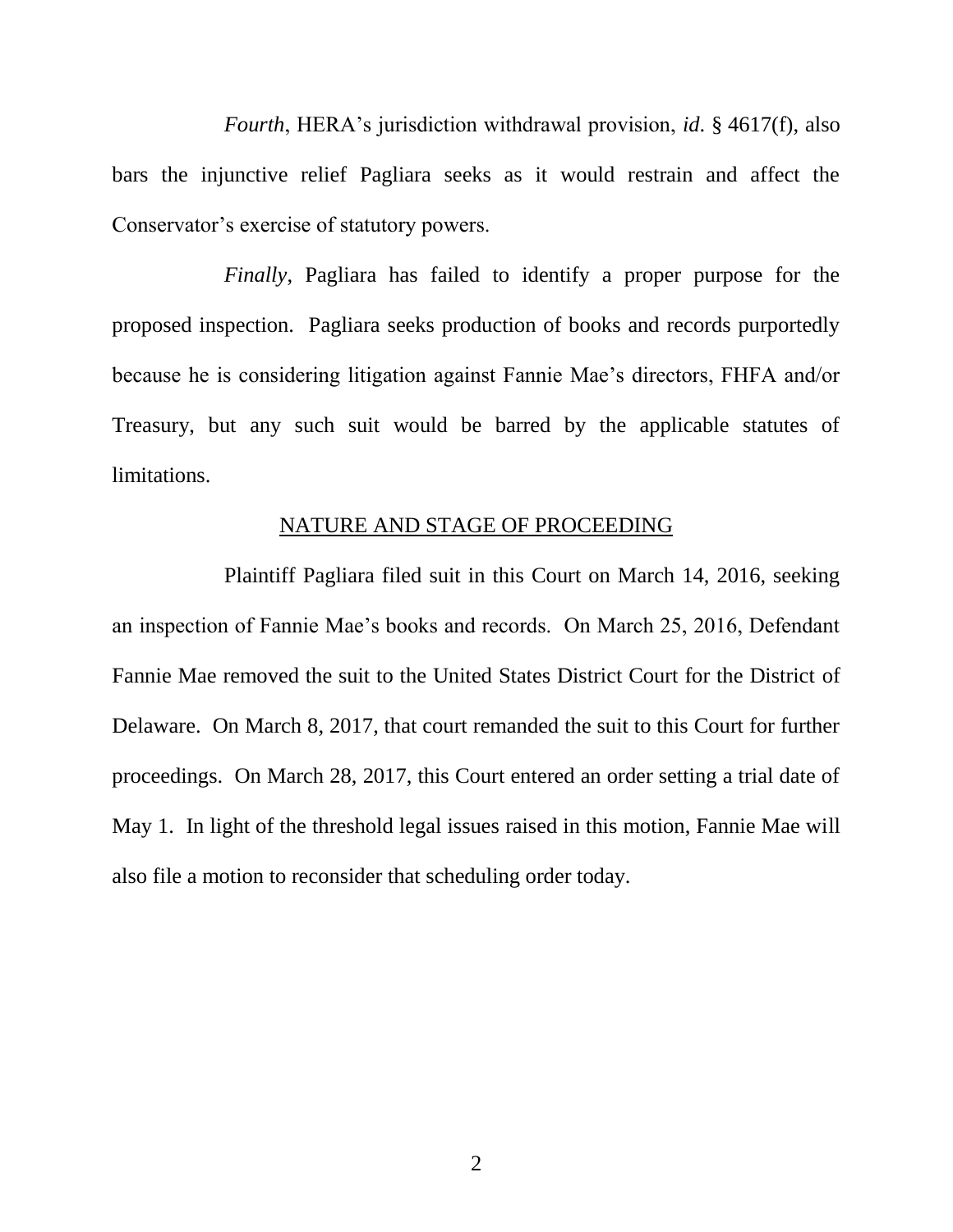*Fourth*, HERA's jurisdiction withdrawal provision, *id*. § 4617(f), also bars the injunctive relief Pagliara seeks as it would restrain and affect the Conservator's exercise of statutory powers.

*Finally*, Pagliara has failed to identify a proper purpose for the proposed inspection. Pagliara seeks production of books and records purportedly because he is considering litigation against Fannie Mae's directors, FHFA and/or Treasury, but any such suit would be barred by the applicable statutes of limitations.

## NATURE AND STAGE OF PROCEEDING

Plaintiff Pagliara filed suit in this Court on March 14, 2016, seeking an inspection of Fannie Mae's books and records. On March 25, 2016, Defendant Fannie Mae removed the suit to the United States District Court for the District of Delaware. On March 8, 2017, that court remanded the suit to this Court for further proceedings. On March 28, 2017, this Court entered an order setting a trial date of May 1. In light of the threshold legal issues raised in this motion, Fannie Mae will also file a motion to reconsider that scheduling order today.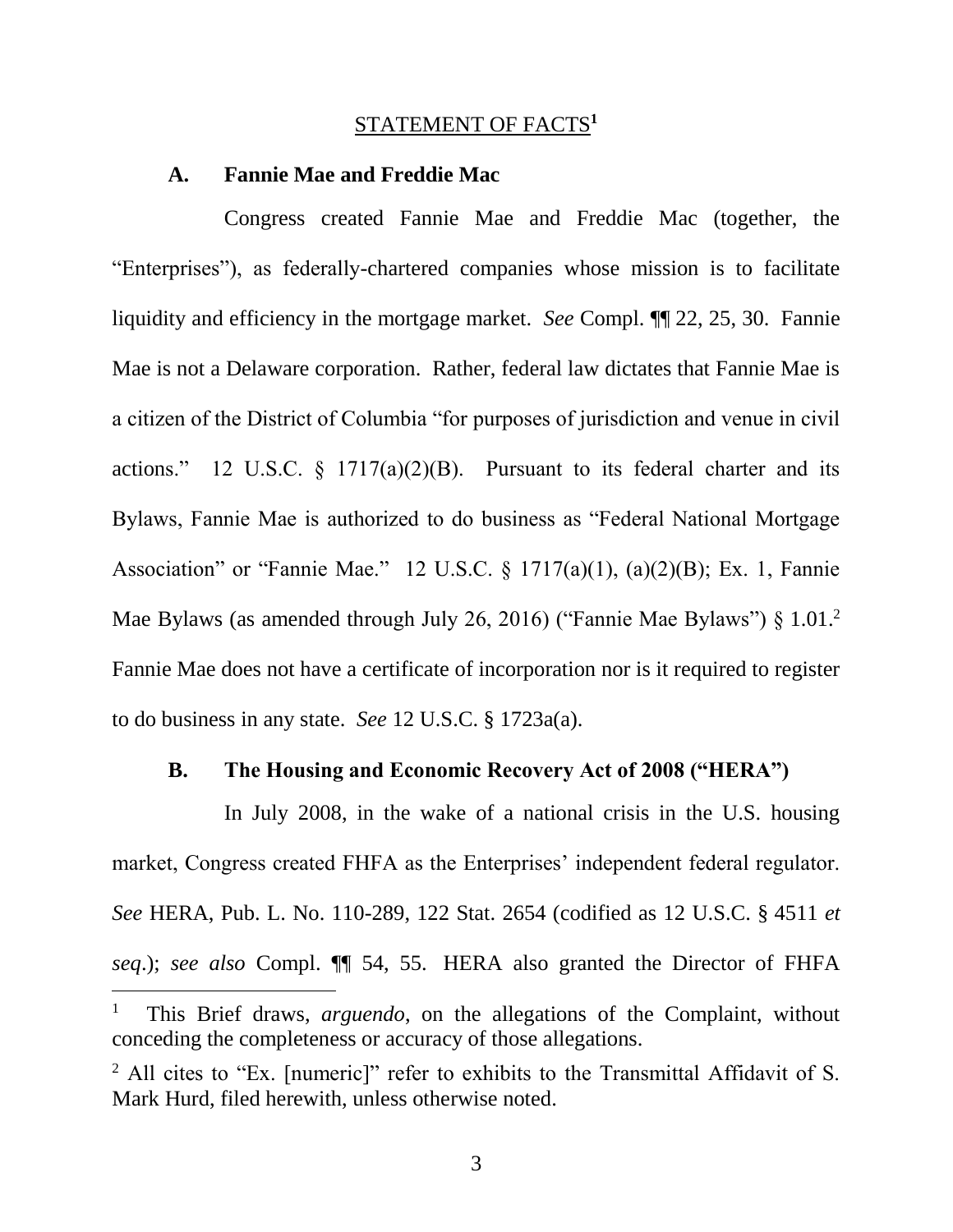## STATEMENT OF FACTS[1]

### A. Fannie Mae and Freddie Mac

Congress created Fannie Mae and Freddie Mac (together, the "Enterprises"), as federally-chartered companies whose mission is to facilitate liquidity and efficiency in the mortgage market. *See* Compl. ¶¶ 22, 25, 30. Fannie Mae is not a Delaware corporation. Rather, federal law dictates that Fannie Mae is a citizen of the District of Columbia "for purposes of jurisdiction and venue in civil actions." 12 U.S.C. § 1717(a)(2)(B). Pursuant to its federal charter and its Bylaws, Fannie Mae is authorized to do business as "Federal National Mortgage Association" or "Fannie Mae." 12 U.S.C. § 1717(a)(1), (a)(2)(B); Ex. 1, Fannie Mae Bylaws (as amended through July 26, 2016) ("Fannie Mae Bylaws") § 1.01.[2] Fannie Mae does not have a certificate of incorporation nor is it required to register to do business in any state. *See* 12 U.S.C. § 1723a(a).

### B. The Housing and Economic Recovery Act of 2008 ("HERA")

In July 2008, in the wake of a national crisis in the U.S. housing market, Congress created FHFA as the Enterprises' independent federal regulator. *See* HERA, Pub. L. No. 110-289, 122 Stat. 2654 (codified as 12 U.S.C. § 4511 *et seq*.); *see also* Compl. ¶¶ 54, 55. HERA also granted the Director of FHFA

---

[1] This Brief draws, *arguendo*, on the allegations of the Complaint, without conceding the completeness or accuracy of those allegations.

[2] All cites to "Ex. [numeric]" refer to exhibits to the Transmittal Affidavit of S. Mark Hurd, filed herewith, unless otherwise noted.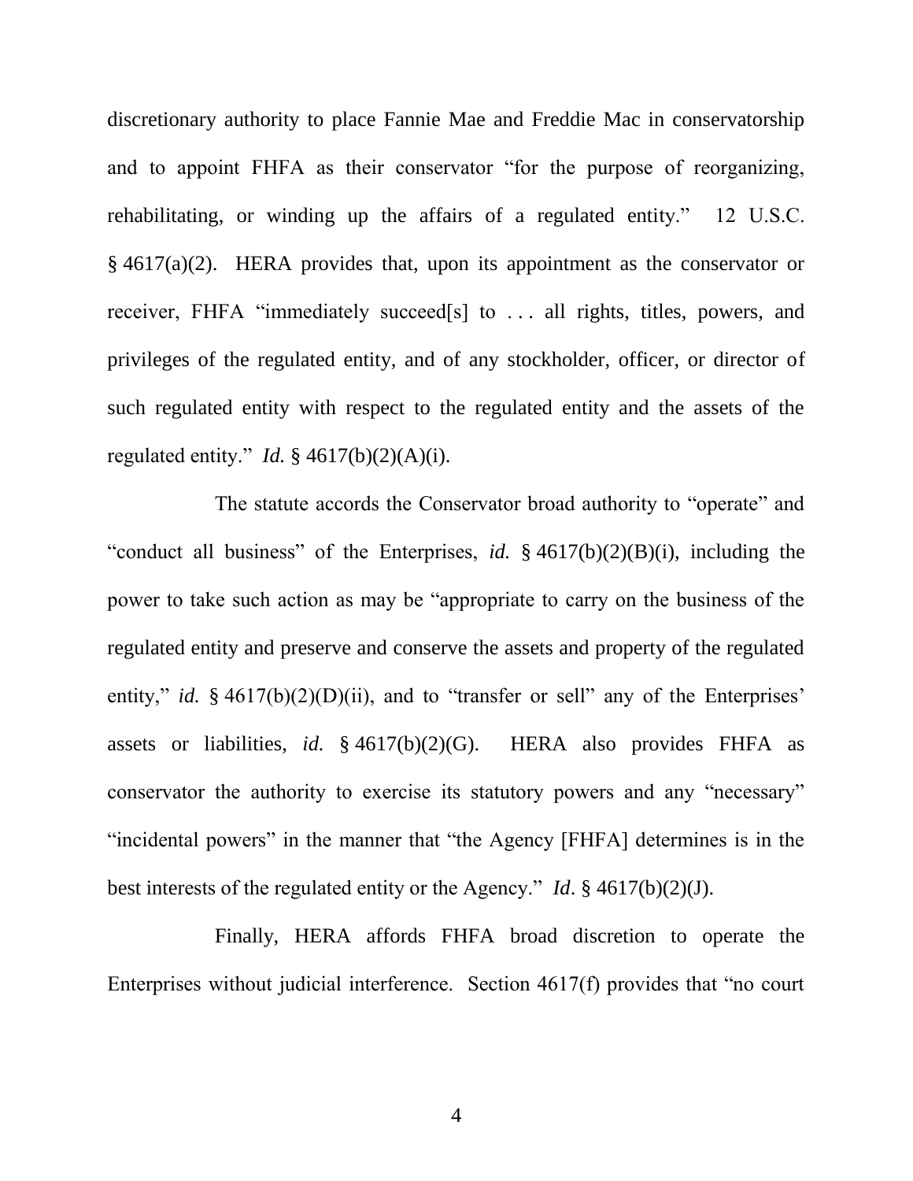discretionary authority to place Fannie Mae and Freddie Mac in conservatorship and to appoint FHFA as their conservator "for the purpose of reorganizing, rehabilitating, or winding up the affairs of a regulated entity." 12 U.S.C. § 4617(a)(2). HERA provides that, upon its appointment as the conservator or receiver, FHFA "immediately succeed[s] to . . . all rights, titles, powers, and privileges of the regulated entity, and of any stockholder, officer, or director of such regulated entity with respect to the regulated entity and the assets of the regulated entity." *Id.* § 4617(b)(2)(A)(i).

The statute accords the Conservator broad authority to "operate" and "conduct all business" of the Enterprises, *id.* § 4617(b)(2)(B)(i), including the power to take such action as may be "appropriate to carry on the business of the regulated entity and preserve and conserve the assets and property of the regulated entity," *id.* § 4617(b)(2)(D)(ii), and to "transfer or sell" any of the Enterprises' assets or liabilities, *id.* § 4617(b)(2)(G). HERA also provides FHFA as conservator the authority to exercise its statutory powers and any "necessary" "incidental powers" in the manner that "the Agency [FHFA] determines is in the best interests of the regulated entity or the Agency." *Id*. § 4617(b)(2)(J).

Finally, HERA affords FHFA broad discretion to operate the Enterprises without judicial interference. Section 4617(f) provides that "no court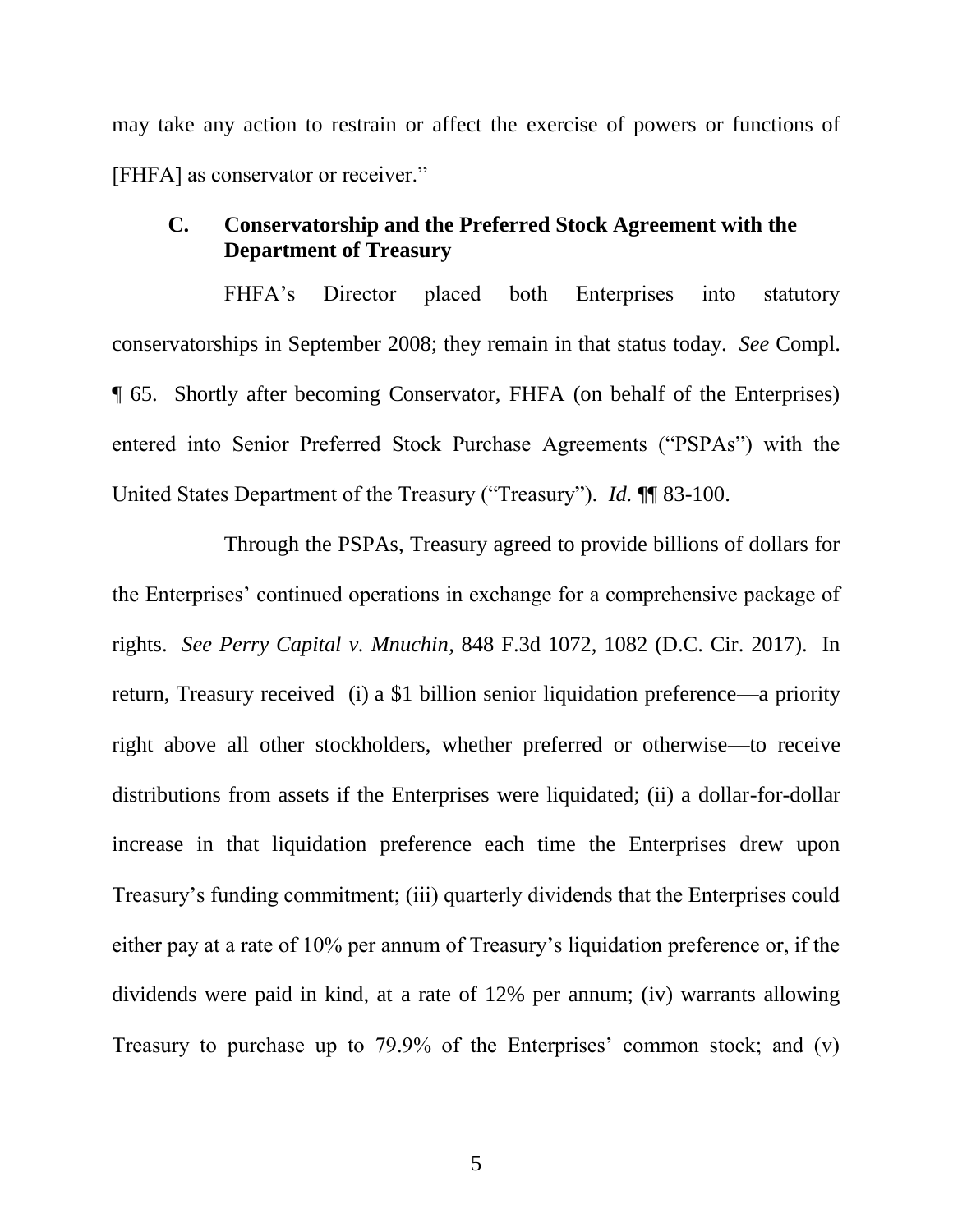may take any action to restrain or affect the exercise of powers or functions of [FHFA] as conservator or receiver."

### C. Conservatorship and the Preferred Stock Agreement with the Department of Treasury

FHFA's Director placed both Enterprises into statutory conservatorships in September 2008; they remain in that status today. *See* Compl. ¶ 65. Shortly after becoming Conservator, FHFA (on behalf of the Enterprises) entered into Senior Preferred Stock Purchase Agreements ("PSPAs") with the United States Department of the Treasury ("Treasury"). *Id.* ¶¶ 83-100.

Through the PSPAs, Treasury agreed to provide billions of dollars for the Enterprises' continued operations in exchange for a comprehensive package of rights. *See Perry Capital v. Mnuchin*, 848 F.3d 1072, 1082 (D.C. Cir. 2017). In return, Treasury received (i) a $1 billion senior liquidation preference—a priority right above all other stockholders, whether preferred or otherwise—to receive distributions from assets if the Enterprises were liquidated; (ii) a dollar-for-dollar increase in that liquidation preference each time the Enterprises drew upon Treasury's funding commitment; (iii) quarterly dividends that the Enterprises could either pay at a rate of 10% per annum of Treasury's liquidation preference or, if the dividends were paid in kind, at a rate of 12% per annum; (iv) warrants allowing Treasury to purchase up to 79.9% of the Enterprises' common stock; and (v)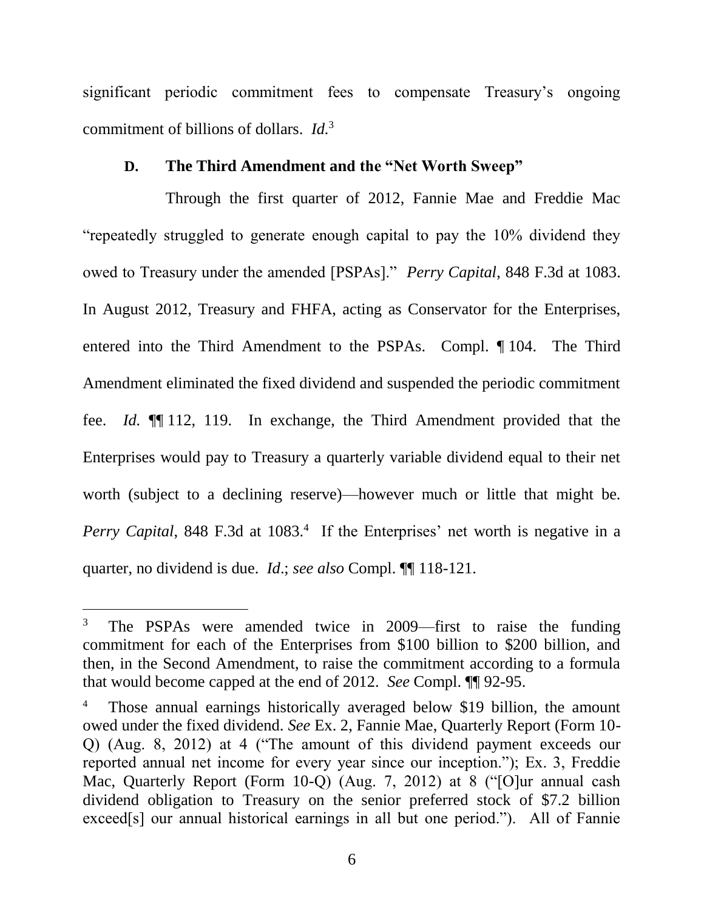significant periodic commitment fees to compensate Treasury's ongoing commitment of billions of dollars. *Id.*[3]

### D. The Third Amendment and the "Net Worth Sweep"

Through the first quarter of 2012, Fannie Mae and Freddie Mac "repeatedly struggled to generate enough capital to pay the 10% dividend they owed to Treasury under the amended [PSPAs]." *Perry Capital*, 848 F.3d at 1083. In August 2012, Treasury and FHFA, acting as Conservator for the Enterprises, entered into the Third Amendment to the PSPAs. Compl. ¶ 104. The Third Amendment eliminated the fixed dividend and suspended the periodic commitment fee. *Id.* ¶¶ 112, 119. In exchange, the Third Amendment provided that the Enterprises would pay to Treasury a quarterly variable dividend equal to their net worth (subject to a declining reserve)—however much or little that might be. *Perry Capital*, 848 F.3d at 1083.[4] If the Enterprises' net worth is negative in a quarter, no dividend is due. *Id*.; *see also* Compl. ¶¶ 118-121.

---

[3] The PSPAs were amended twice in 2009—first to raise the funding commitment for each of the Enterprises from $100 billion to $200 billion, and then, in the Second Amendment, to raise the commitment according to a formula that would become capped at the end of 2012. *See* Compl. ¶¶ 92-95.

[4] Those annual earnings historically averaged below $19 billion, the amount owed under the fixed dividend. *See* Ex. 2, Fannie Mae, Quarterly Report (Form 10-Q) (Aug. 8, 2012) at 4 ("The amount of this dividend payment exceeds our reported annual net income for every year since our inception."); Ex. 3, Freddie Mac, Quarterly Report (Form 10-Q) (Aug. 7, 2012) at 8 ("[O]ur annual cash dividend obligation to Treasury on the senior preferred stock of $7.2 billion exceed[s] our annual historical earnings in all but one period."). All of Fannie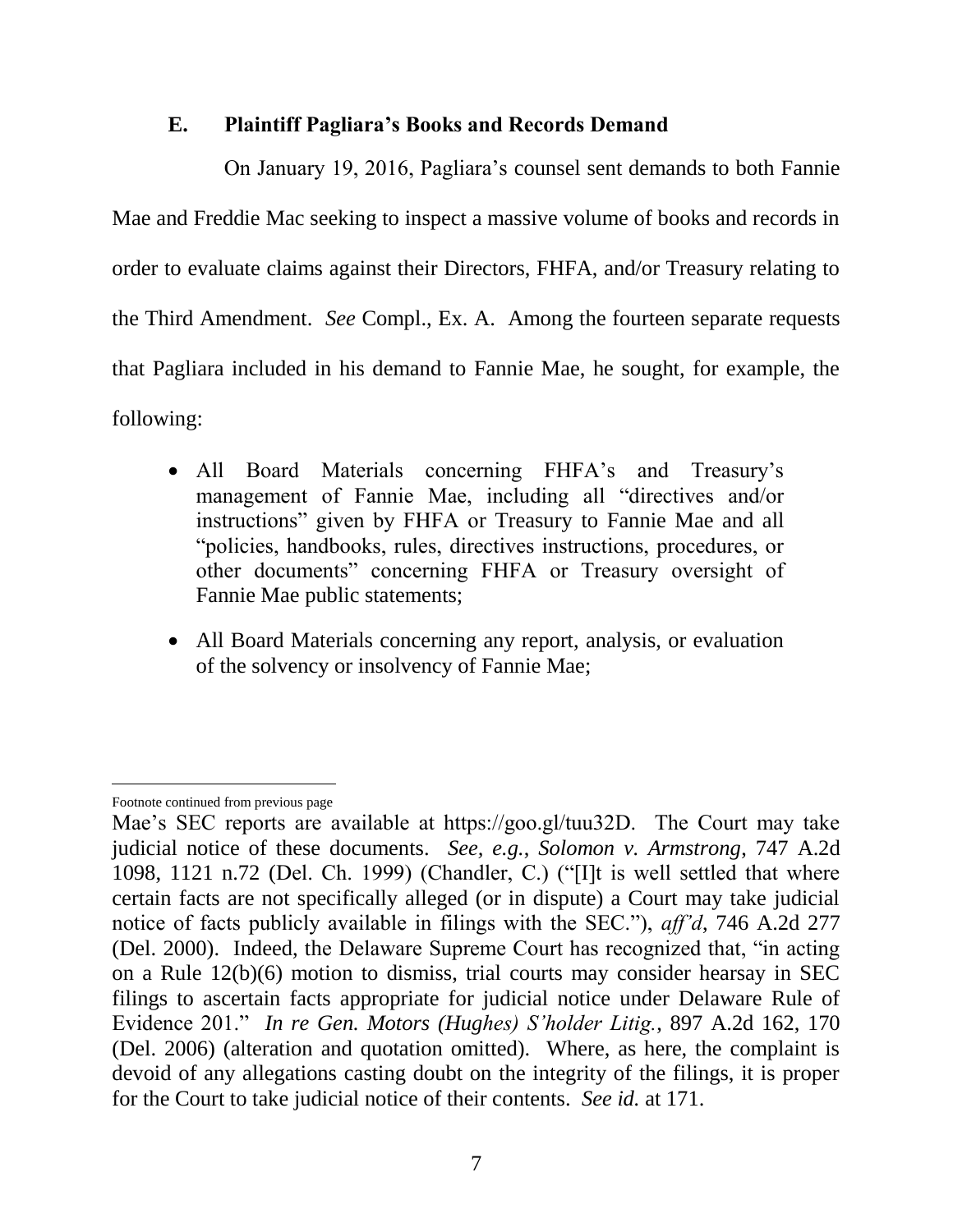### E. Plaintiff Pagliara's Books and Records Demand

On January 19, 2016, Pagliara's counsel sent demands to both Fannie Mae and Freddie Mac seeking to inspect a massive volume of books and records in order to evaluate claims against their Directors, FHFA, and/or Treasury relating to the Third Amendment. *See* Compl., Ex. A. Among the fourteen separate requests that Pagliara included in his demand to Fannie Mae, he sought, for example, the following:

- All Board Materials concerning FHFA's and Treasury's management of Fannie Mae, including all "directives and/or instructions" given by FHFA or Treasury to Fannie Mae and all "policies, handbooks, rules, directives instructions, procedures, or other documents" concerning FHFA or Treasury oversight of Fannie Mae public statements;

- All Board Materials concerning any report, analysis, or evaluation of the solvency or insolvency of Fannie Mae;

---

Footnote continued from previous page

Mae's SEC reports are available at https://goo.gl/tuu32D. The Court may take judicial notice of these documents. *See, e.g.*, *Solomon v. Armstrong*, 747 A.2d 1098, 1121 n.72 (Del. Ch. 1999) (Chandler, C.) ("[I]t is well settled that where certain facts are not specifically alleged (or in dispute) a Court may take judicial notice of facts publicly available in filings with the SEC."), *aff'd*, 746 A.2d 277 (Del. 2000). Indeed, the Delaware Supreme Court has recognized that, "in acting on a Rule 12(b)(6) motion to dismiss, trial courts may consider hearsay in SEC filings to ascertain facts appropriate for judicial notice under Delaware Rule of Evidence 201." *In re Gen. Motors (Hughes) S'holder Litig.*, 897 A.2d 162, 170 (Del. 2006) (alteration and quotation omitted). Where, as here, the complaint is devoid of any allegations casting doubt on the integrity of the filings, it is proper for the Court to take judicial notice of their contents. *See id.* at 171.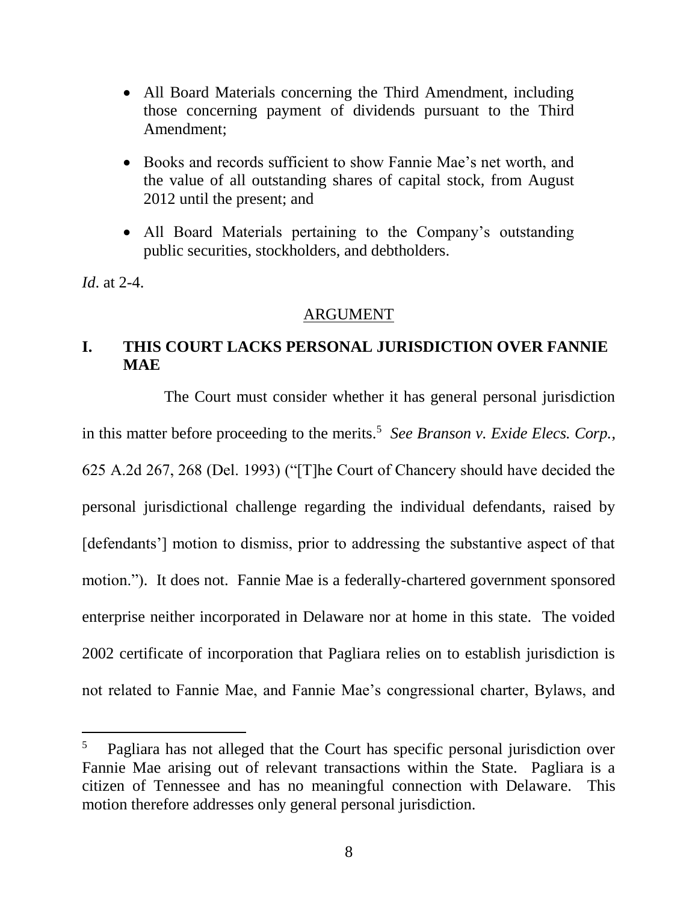- All Board Materials concerning the Third Amendment, including those concerning payment of dividends pursuant to the Third Amendment;
- Books and records sufficient to show Fannie Mae's net worth, and the value of all outstanding shares of capital stock, from August 2012 until the present; and
- All Board Materials pertaining to the Company's outstanding public securities, stockholders, and debtholders.

*Id*. at 2-4.

## ARGUMENT

### I. THIS COURT LACKS PERSONAL JURISDICTION OVER FANNIE MAE

The Court must consider whether it has general personal jurisdiction in this matter before proceeding to the merits.[5] *See Branson v. Exide Elecs. Corp.*, 625 A.2d 267, 268 (Del. 1993) ("[T]he Court of Chancery should have decided the personal jurisdictional challenge regarding the individual defendants, raised by [defendants'] motion to dismiss, prior to addressing the substantive aspect of that motion."). It does not. Fannie Mae is a federally-chartered government sponsored enterprise neither incorporated in Delaware nor at home in this state. The voided 2002 certificate of incorporation that Pagliara relies on to establish jurisdiction is not related to Fannie Mae, and Fannie Mae's congressional charter, Bylaws, and

[5] Pagliara has not alleged that the Court has specific personal jurisdiction over Fannie Mae arising out of relevant transactions within the State. Pagliara is a citizen of Tennessee and has no meaningful connection with Delaware. This motion therefore addresses only general personal jurisdiction.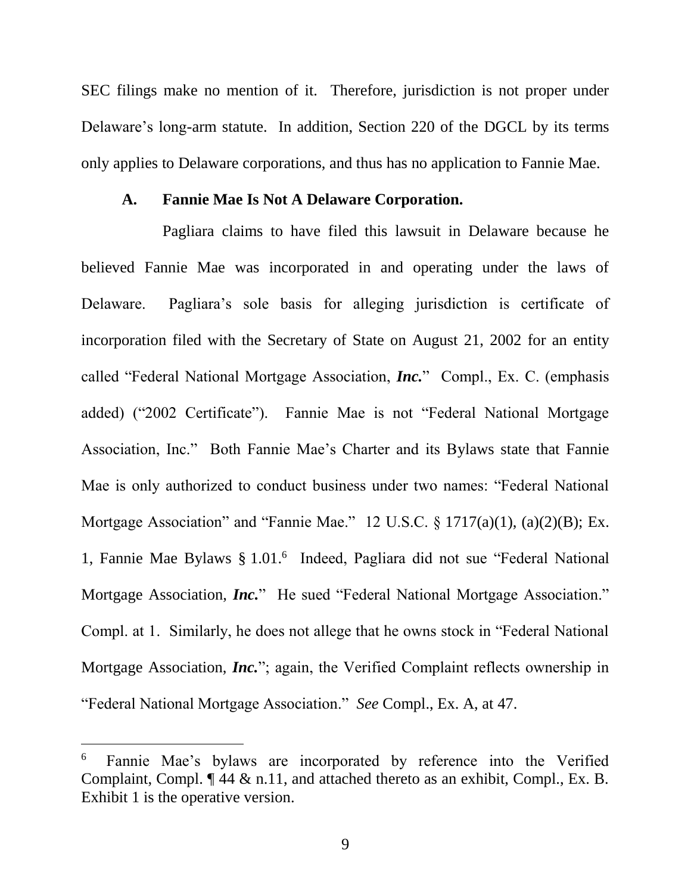SEC filings make no mention of it. Therefore, jurisdiction is not proper under Delaware's long-arm statute. In addition, Section 220 of the DGCL by its terms only applies to Delaware corporations, and thus has no application to Fannie Mae.

### A. Fannie Mae Is Not A Delaware Corporation.

Pagliara claims to have filed this lawsuit in Delaware because he believed Fannie Mae was incorporated in and operating under the laws of Delaware. Pagliara's sole basis for alleging jurisdiction is certificate of incorporation filed with the Secretary of State on August 21, 2002 for an entity called "Federal National Mortgage Association, ***Inc.***" Compl., Ex. C. (emphasis added) ("2002 Certificate"). Fannie Mae is not "Federal National Mortgage Association, Inc." Both Fannie Mae's Charter and its Bylaws state that Fannie Mae is only authorized to conduct business under two names: "Federal National Mortgage Association" and "Fannie Mae." 12 U.S.C. § 1717(a)(1), (a)(2)(B); Ex. 1, Fannie Mae Bylaws § 1.01.[6] Indeed, Pagliara did not sue "Federal National Mortgage Association, ***Inc.***" He sued "Federal National Mortgage Association." Compl. at 1. Similarly, he does not allege that he owns stock in "Federal National Mortgage Association, ***Inc.***"; again, the Verified Complaint reflects ownership in "Federal National Mortgage Association." *See* Compl., Ex. A, at 47.

---

[6] Fannie Mae's bylaws are incorporated by reference into the Verified Complaint, Compl. ¶ 44 & n.11, and attached thereto as an exhibit, Compl., Ex. B. Exhibit 1 is the operative version.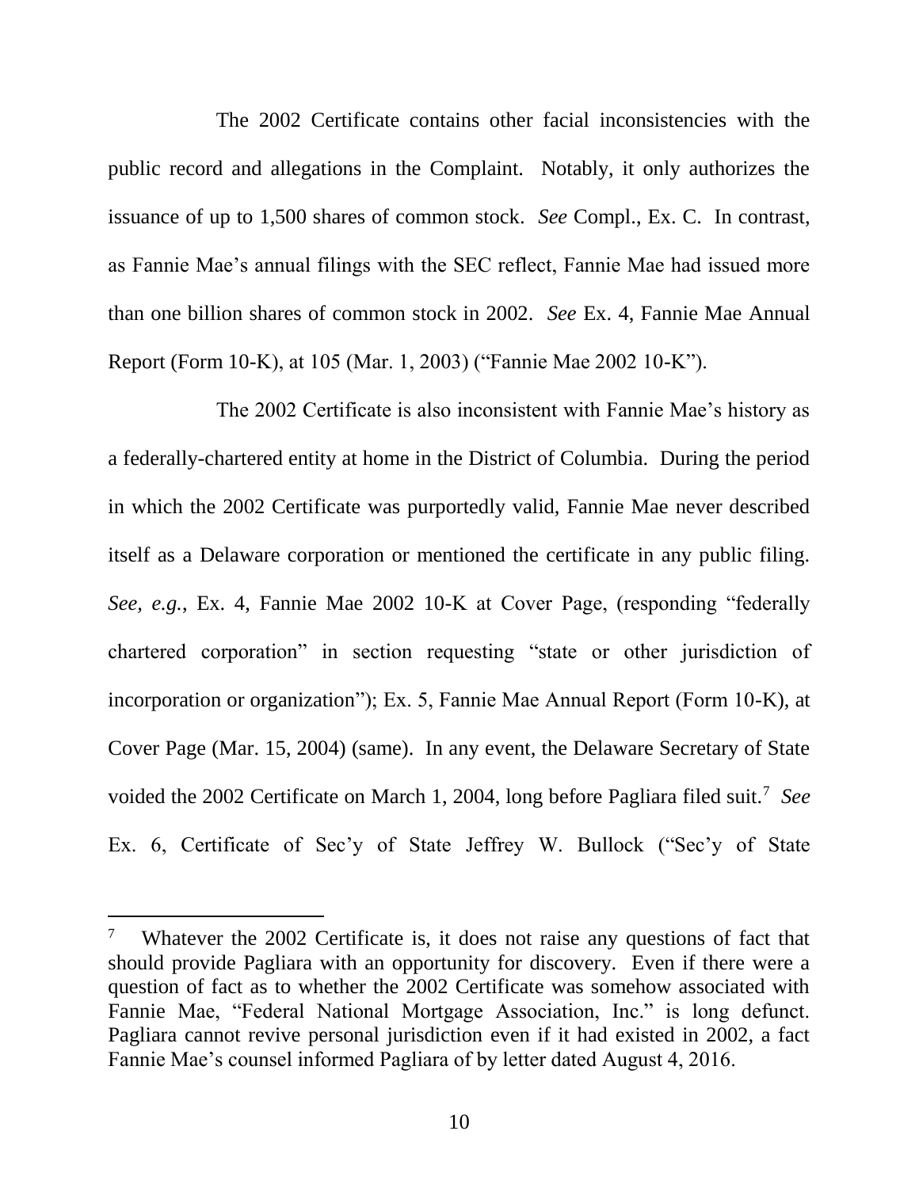The 2002 Certificate contains other facial inconsistencies with the public record and allegations in the Complaint. Notably, it only authorizes the issuance of up to 1,500 shares of common stock. *See* Compl., Ex. C. In contrast, as Fannie Mae's annual filings with the SEC reflect, Fannie Mae had issued more than one billion shares of common stock in 2002. *See* Ex. 4, Fannie Mae Annual Report (Form 10-K), at 105 (Mar. 1, 2003) ("Fannie Mae 2002 10-K").

The 2002 Certificate is also inconsistent with Fannie Mae's history as a federally-chartered entity at home in the District of Columbia. During the period in which the 2002 Certificate was purportedly valid, Fannie Mae never described itself as a Delaware corporation or mentioned the certificate in any public filing. *See, e.g.*, Ex. 4, Fannie Mae 2002 10-K at Cover Page, (responding "federally chartered corporation" in section requesting "state or other jurisdiction of incorporation or organization"); Ex. 5, Fannie Mae Annual Report (Form 10-K), at Cover Page (Mar. 15, 2004) (same). In any event, the Delaware Secretary of State voided the 2002 Certificate on March 1, 2004, long before Pagliara filed suit.[7] *See* Ex. 6, Certificate of Sec'y of State Jeffrey W. Bullock ("Sec'y of State

---

[7] Whatever the 2002 Certificate is, it does not raise any questions of fact that should provide Pagliara with an opportunity for discovery. Even if there were a question of fact as to whether the 2002 Certificate was somehow associated with Fannie Mae, "Federal National Mortgage Association, Inc." is long defunct. Pagliara cannot revive personal jurisdiction even if it had existed in 2002, a fact Fannie Mae's counsel informed Pagliara of by letter dated August 4, 2016.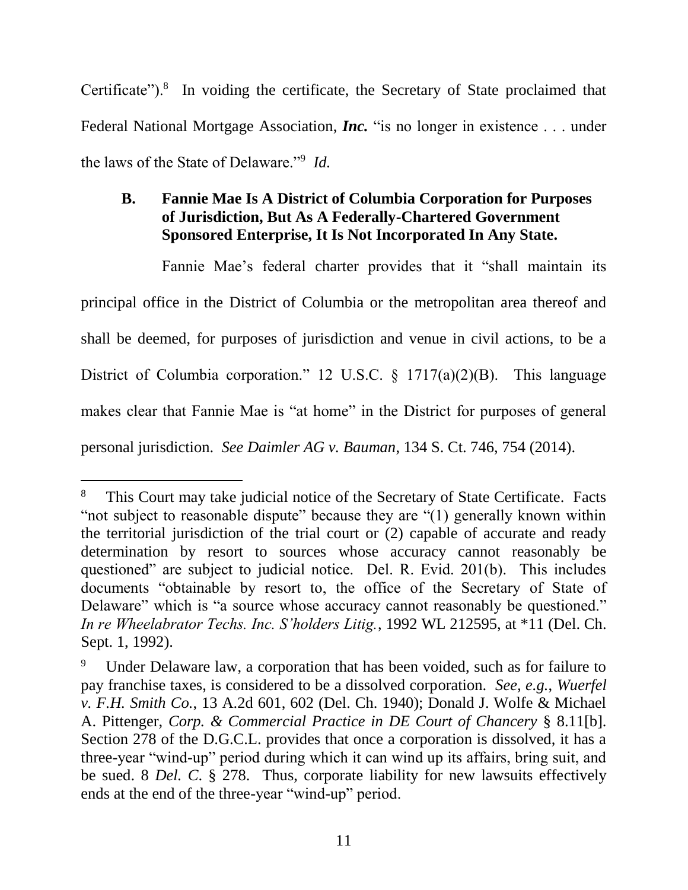Certificate").[8] In voiding the certificate, the Secretary of State proclaimed that Federal National Mortgage Association, ***Inc.*** "is no longer in existence . . . under the laws of the State of Delaware."[9] *Id.*

### B. Fannie Mae Is A District of Columbia Corporation for Purposes of Jurisdiction, But As A Federally-Chartered Government Sponsored Enterprise, It Is Not Incorporated In Any State.

Fannie Mae's federal charter provides that it "shall maintain its principal office in the District of Columbia or the metropolitan area thereof and shall be deemed, for purposes of jurisdiction and venue in civil actions, to be a District of Columbia corporation." 12 U.S.C. § 1717(a)(2)(B). This language makes clear that Fannie Mae is "at home" in the District for purposes of general personal jurisdiction. *See Daimler AG v. Bauman*, 134 S. Ct. 746, 754 (2014).

---

[8] This Court may take judicial notice of the Secretary of State Certificate. Facts "not subject to reasonable dispute" because they are "(1) generally known within the territorial jurisdiction of the trial court or (2) capable of accurate and ready determination by resort to sources whose accuracy cannot reasonably be questioned" are subject to judicial notice. Del. R. Evid. 201(b). This includes documents "obtainable by resort to, the office of the Secretary of State of Delaware" which is "a source whose accuracy cannot reasonably be questioned." *In re Wheelabrator Techs. Inc. S'holders Litig.*, 1992 WL 212595, at *11 (Del. Ch. Sept. 1, 1992).

[9] Under Delaware law, a corporation that has been voided, such as for failure to pay franchise taxes, is considered to be a dissolved corporation. *See, e.g.*, *Wuerfel v. F.H. Smith Co.*, 13 A.2d 601, 602 (Del. Ch. 1940); Donald J. Wolfe & Michael A. Pittenger, *Corp. & Commercial Practice in DE Court of Chancery* § 8.11[b]. Section 278 of the D.G.C.L. provides that once a corporation is dissolved, it has a three-year "wind-up" period during which it can wind up its affairs, bring suit, and be sued. 8 *Del. C.* § 278. Thus, corporate liability for new lawsuits effectively ends at the end of the three-year "wind-up" period.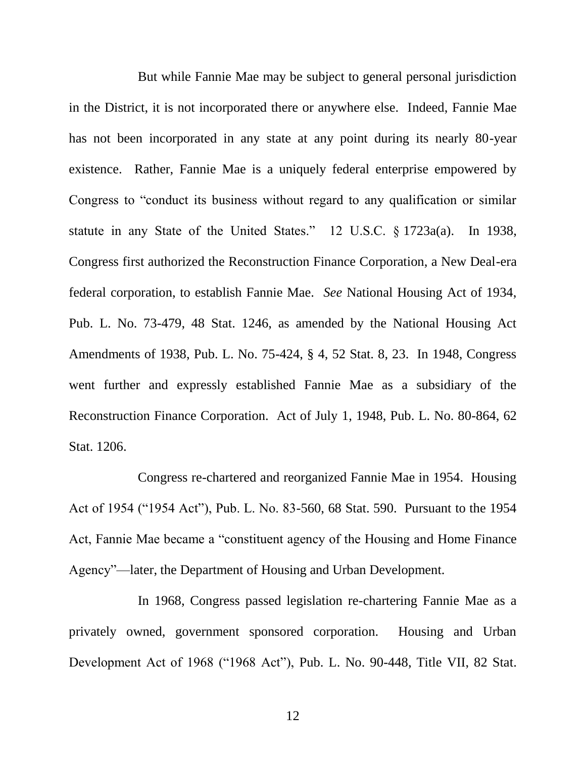But while Fannie Mae may be subject to general personal jurisdiction in the District, it is not incorporated there or anywhere else. Indeed, Fannie Mae has not been incorporated in any state at any point during its nearly 80-year existence. Rather, Fannie Mae is a uniquely federal enterprise empowered by Congress to "conduct its business without regard to any qualification or similar statute in any State of the United States." 12 U.S.C. § 1723a(a). In 1938, Congress first authorized the Reconstruction Finance Corporation, a New Deal-era federal corporation, to establish Fannie Mae. *See* National Housing Act of 1934, Pub. L. No. 73-479, 48 Stat. 1246, as amended by the National Housing Act Amendments of 1938, Pub. L. No. 75-424, § 4, 52 Stat. 8, 23. In 1948, Congress went further and expressly established Fannie Mae as a subsidiary of the Reconstruction Finance Corporation. Act of July 1, 1948, Pub. L. No. 80-864, 62 Stat. 1206.

Congress re-chartered and reorganized Fannie Mae in 1954. Housing Act of 1954 ("1954 Act"), Pub. L. No. 83-560, 68 Stat. 590. Pursuant to the 1954 Act, Fannie Mae became a "constituent agency of the Housing and Home Finance Agency"—later, the Department of Housing and Urban Development.

In 1968, Congress passed legislation re-chartering Fannie Mae as a privately owned, government sponsored corporation. Housing and Urban Development Act of 1968 ("1968 Act"), Pub. L. No. 90-448, Title VII, 82 Stat.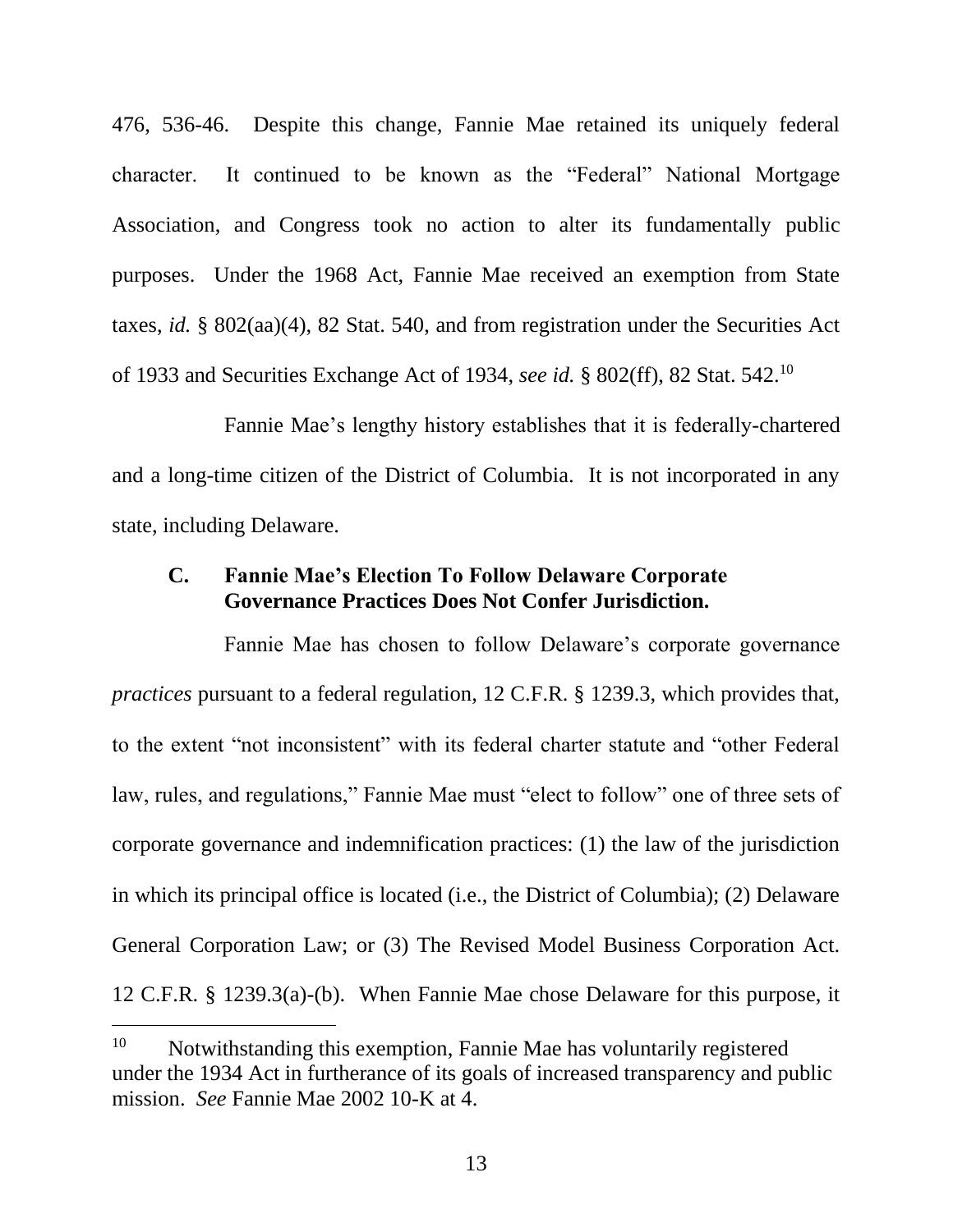476, 536-46. Despite this change, Fannie Mae retained its uniquely federal character. It continued to be known as the "Federal" National Mortgage Association, and Congress took no action to alter its fundamentally public purposes. Under the 1968 Act, Fannie Mae received an exemption from State taxes, *id.* § 802(aa)(4), 82 Stat. 540, and from registration under the Securities Act of 1933 and Securities Exchange Act of 1934, *see id.* § 802(ff), 82 Stat. 542.[10]

Fannie Mae's lengthy history establishes that it is federally-chartered and a long-time citizen of the District of Columbia. It is not incorporated in any state, including Delaware.

### C. Fannie Mae's Election To Follow Delaware Corporate Governance Practices Does Not Confer Jurisdiction.

Fannie Mae has chosen to follow Delaware's corporate governance *practices* pursuant to a federal regulation, 12 C.F.R. § 1239.3, which provides that, to the extent "not inconsistent" with its federal charter statute and "other Federal law, rules, and regulations," Fannie Mae must "elect to follow" one of three sets of corporate governance and indemnification practices: (1) the law of the jurisdiction in which its principal office is located (i.e., the District of Columbia); (2) Delaware General Corporation Law; or (3) The Revised Model Business Corporation Act. 12 C.F.R. § 1239.3(a)-(b). When Fannie Mae chose Delaware for this purpose, it

---

[10] Notwithstanding this exemption, Fannie Mae has voluntarily registered under the 1934 Act in furtherance of its goals of increased transparency and public mission. *See* Fannie Mae 2002 10-K at 4.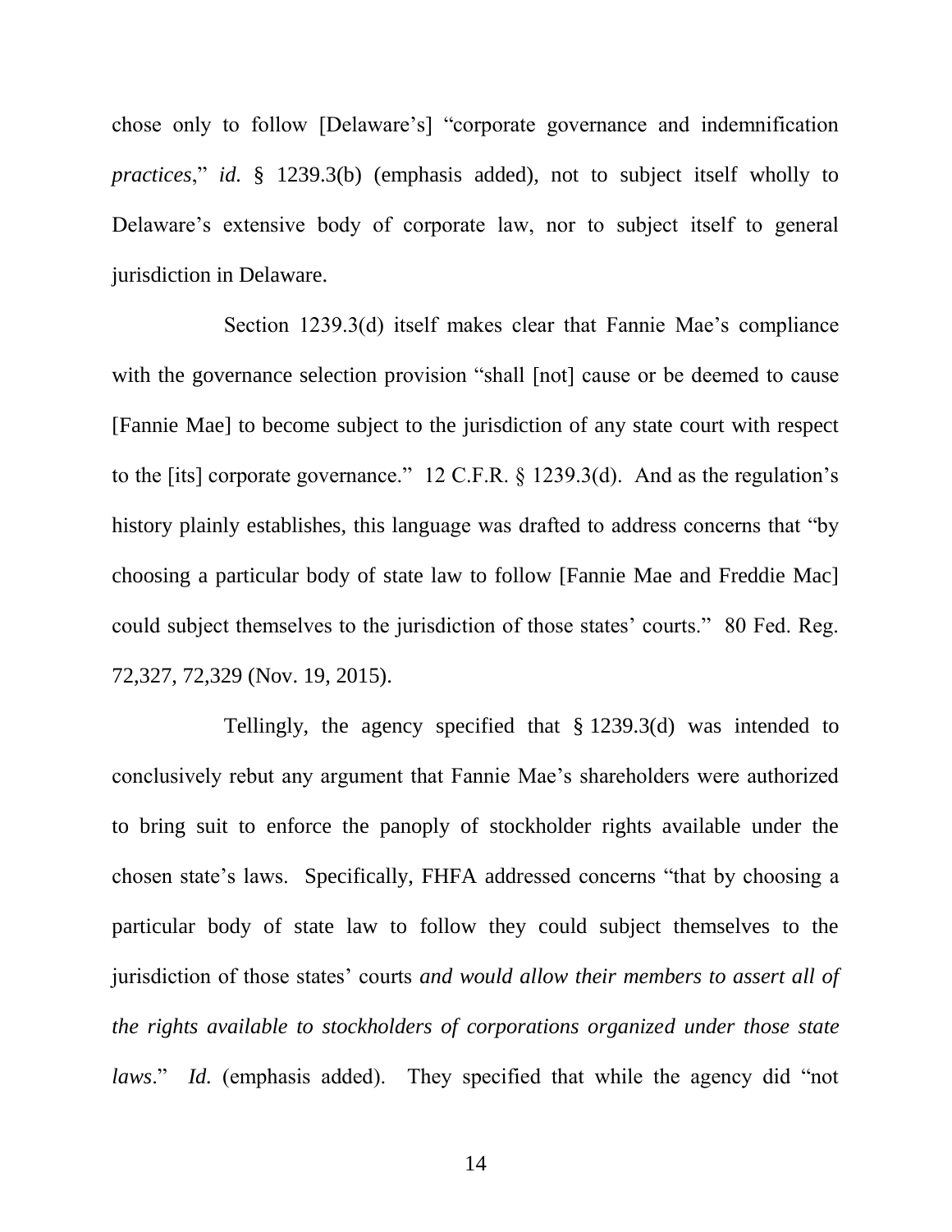chose only to follow [Delaware's] "corporate governance and indemnification *practices*," *id.* § 1239.3(b) (emphasis added), not to subject itself wholly to Delaware's extensive body of corporate law, nor to subject itself to general jurisdiction in Delaware.

Section 1239.3(d) itself makes clear that Fannie Mae's compliance with the governance selection provision "shall [not] cause or be deemed to cause [Fannie Mae] to become subject to the jurisdiction of any state court with respect to the [its] corporate governance." 12 C.F.R. § 1239.3(d). And as the regulation's history plainly establishes, this language was drafted to address concerns that "by choosing a particular body of state law to follow [Fannie Mae and Freddie Mac] could subject themselves to the jurisdiction of those states' courts." 80 Fed. Reg. 72,327, 72,329 (Nov. 19, 2015).

Tellingly, the agency specified that § 1239.3(d) was intended to conclusively rebut any argument that Fannie Mae's shareholders were authorized to bring suit to enforce the panoply of stockholder rights available under the chosen state's laws. Specifically, FHFA addressed concerns "that by choosing a particular body of state law to follow they could subject themselves to the jurisdiction of those states' courts *and would allow their members to assert all of the rights available to stockholders of corporations organized under those state laws*." *Id.* (emphasis added). They specified that while the agency did "not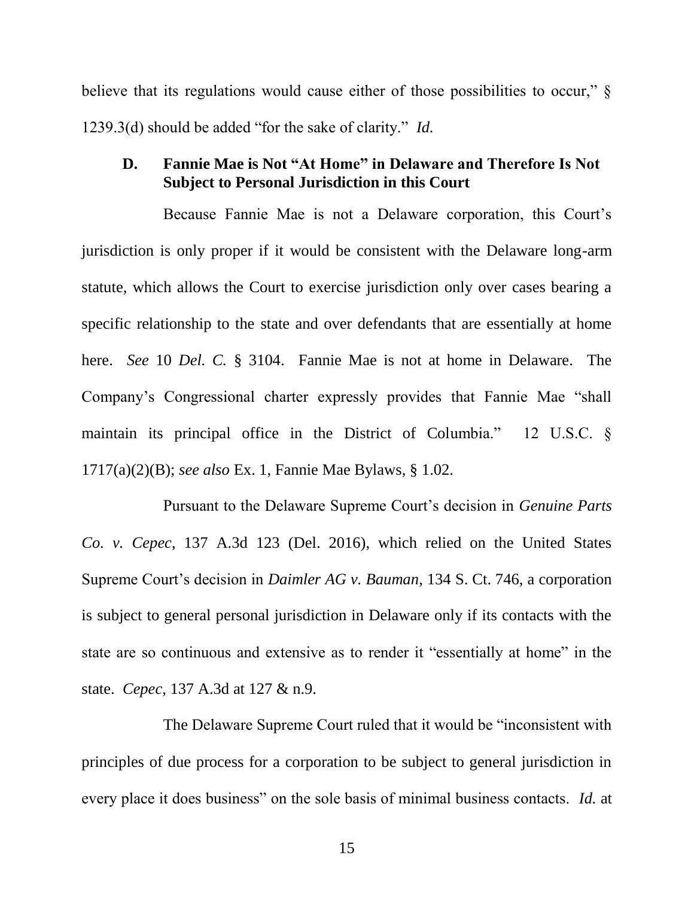believe that its regulations would cause either of those possibilities to occur," § 1239.3(d) should be added "for the sake of clarity." *Id.*

### D. Fannie Mae is Not "At Home" in Delaware and Therefore Is Not Subject to Personal Jurisdiction in this Court

Because Fannie Mae is not a Delaware corporation, this Court's jurisdiction is only proper if it would be consistent with the Delaware long-arm statute, which allows the Court to exercise jurisdiction only over cases bearing a specific relationship to the state and over defendants that are essentially at home here. *See* 10 *Del. C.* § 3104. Fannie Mae is not at home in Delaware. The Company's Congressional charter expressly provides that Fannie Mae "shall maintain its principal office in the District of Columbia." 12 U.S.C. § 1717(a)(2)(B); *see also* Ex. 1, Fannie Mae Bylaws, § 1.02.

Pursuant to the Delaware Supreme Court's decision in *Genuine Parts Co. v. Cepec*, 137 A.3d 123 (Del. 2016), which relied on the United States Supreme Court's decision in *Daimler AG v. Bauman*, 134 S. Ct. 746, a corporation is subject to general personal jurisdiction in Delaware only if its contacts with the state are so continuous and extensive as to render it "essentially at home" in the state. *Cepec*, 137 A.3d at 127 & n.9.

The Delaware Supreme Court ruled that it would be "inconsistent with principles of due process for a corporation to be subject to general jurisdiction in every place it does business" on the sole basis of minimal business contacts. *Id.* at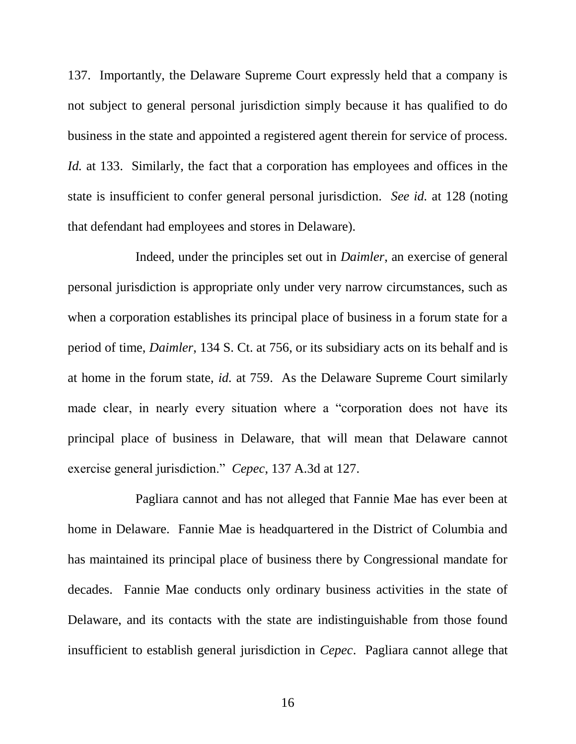137. Importantly, the Delaware Supreme Court expressly held that a company is not subject to general personal jurisdiction simply because it has qualified to do business in the state and appointed a registered agent therein for service of process. *Id.* at 133. Similarly, the fact that a corporation has employees and offices in the state is insufficient to confer general personal jurisdiction. *See id.* at 128 (noting that defendant had employees and stores in Delaware).

Indeed, under the principles set out in *Daimler*, an exercise of general personal jurisdiction is appropriate only under very narrow circumstances, such as when a corporation establishes its principal place of business in a forum state for a period of time, *Daimler*, 134 S. Ct. at 756, or its subsidiary acts on its behalf and is at home in the forum state, *id.* at 759. As the Delaware Supreme Court similarly made clear, in nearly every situation where a "corporation does not have its principal place of business in Delaware, that will mean that Delaware cannot exercise general jurisdiction." *Cepec*, 137 A.3d at 127.

Pagliara cannot and has not alleged that Fannie Mae has ever been at home in Delaware. Fannie Mae is headquartered in the District of Columbia and has maintained its principal place of business there by Congressional mandate for decades. Fannie Mae conducts only ordinary business activities in the state of Delaware, and its contacts with the state are indistinguishable from those found insufficient to establish general jurisdiction in *Cepec*. Pagliara cannot allege that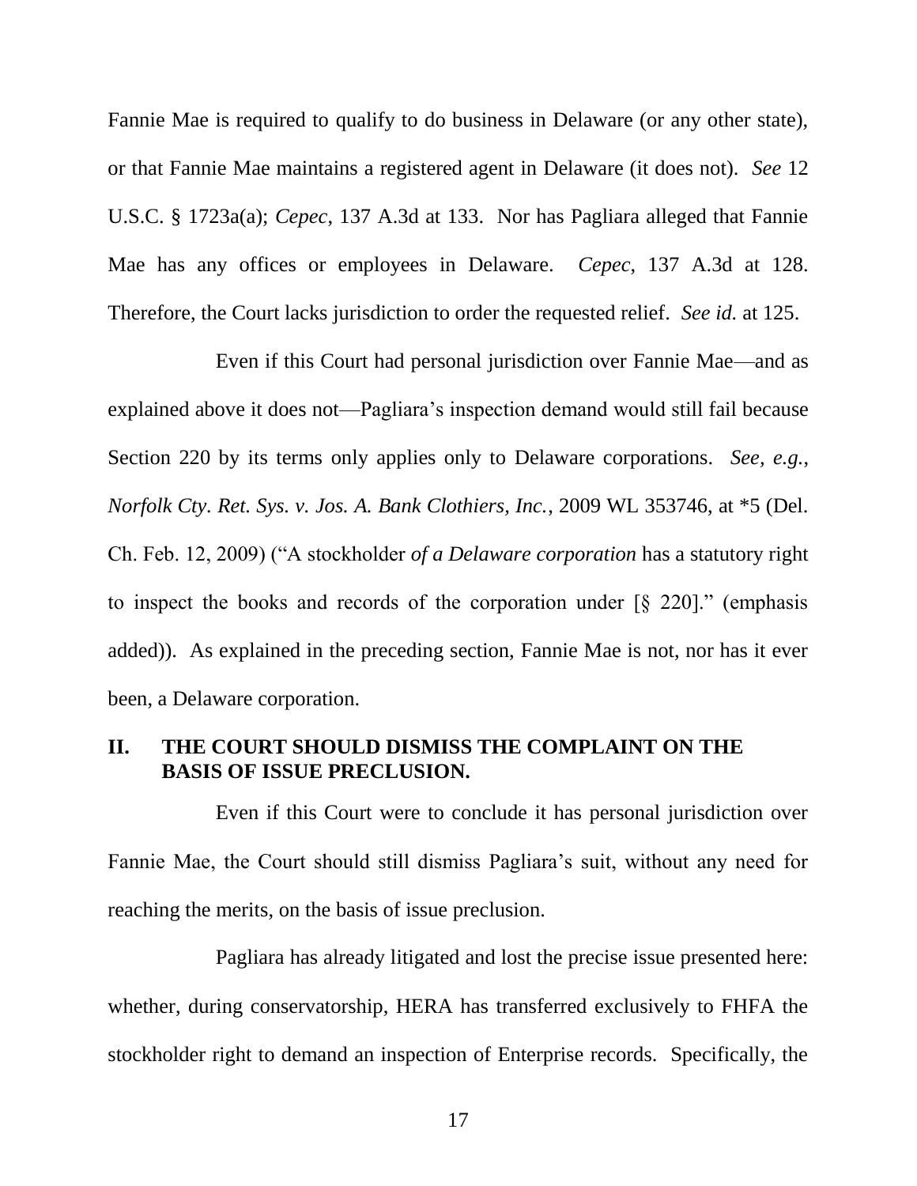Fannie Mae is required to qualify to do business in Delaware (or any other state), or that Fannie Mae maintains a registered agent in Delaware (it does not). *See* 12 U.S.C. § 1723a(a); *Cepec*, 137 A.3d at 133. Nor has Pagliara alleged that Fannie Mae has any offices or employees in Delaware. *Cepec*, 137 A.3d at 128. Therefore, the Court lacks jurisdiction to order the requested relief. *See id.* at 125.

Even if this Court had personal jurisdiction over Fannie Mae—and as explained above it does not—Pagliara's inspection demand would still fail because Section 220 by its terms only applies only to Delaware corporations. *See, e.g.*, *Norfolk Cty. Ret. Sys. v. Jos. A. Bank Clothiers, Inc.*, 2009 WL 353746, at *5 (Del. Ch. Feb. 12, 2009) ("A stockholder *of a Delaware corporation* has a statutory right to inspect the books and records of the corporation under [§ 220]." (emphasis added)). As explained in the preceding section, Fannie Mae is not, nor has it ever been, a Delaware corporation.

## II. THE COURT SHOULD DISMISS THE COMPLAINT ON THE BASIS OF ISSUE PRECLUSION.

Even if this Court were to conclude it has personal jurisdiction over Fannie Mae, the Court should still dismiss Pagliara's suit, without any need for reaching the merits, on the basis of issue preclusion.

Pagliara has already litigated and lost the precise issue presented here: whether, during conservatorship, HERA has transferred exclusively to FHFA the stockholder right to demand an inspection of Enterprise records. Specifically, the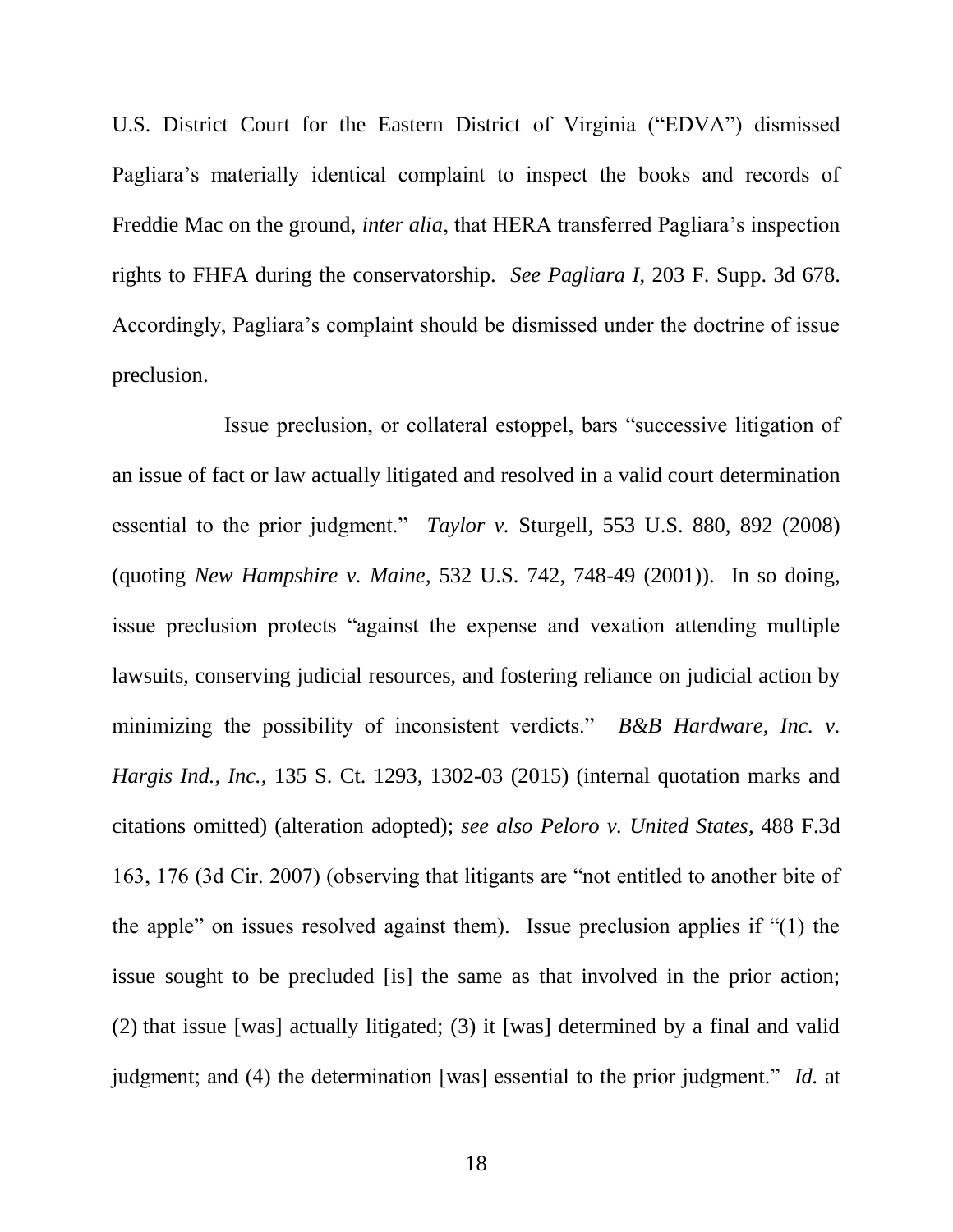U.S. District Court for the Eastern District of Virginia ("EDVA") dismissed Pagliara's materially identical complaint to inspect the books and records of Freddie Mac on the ground, *inter alia*, that HERA transferred Pagliara's inspection rights to FHFA during the conservatorship. *See Pagliara I*, 203 F. Supp. 3d 678. Accordingly, Pagliara's complaint should be dismissed under the doctrine of issue preclusion.

Issue preclusion, or collateral estoppel, bars "successive litigation of an issue of fact or law actually litigated and resolved in a valid court determination essential to the prior judgment." *Taylor v.* Sturgell, 553 U.S. 880, 892 (2008) (quoting *New Hampshire v. Maine*, 532 U.S. 742, 748-49 (2001)). In so doing, issue preclusion protects "against the expense and vexation attending multiple lawsuits, conserving judicial resources, and fostering reliance on judicial action by minimizing the possibility of inconsistent verdicts." *B&B Hardware, Inc. v. Hargis Ind., Inc.*, 135 S. Ct. 1293, 1302-03 (2015) (internal quotation marks and citations omitted) (alteration adopted); *see also Peloro v. United States*, 488 F.3d 163, 176 (3d Cir. 2007) (observing that litigants are "not entitled to another bite of the apple" on issues resolved against them). Issue preclusion applies if "(1) the issue sought to be precluded [is] the same as that involved in the prior action; (2) that issue [was] actually litigated; (3) it [was] determined by a final and valid judgment; and (4) the determination [was] essential to the prior judgment." *Id.* at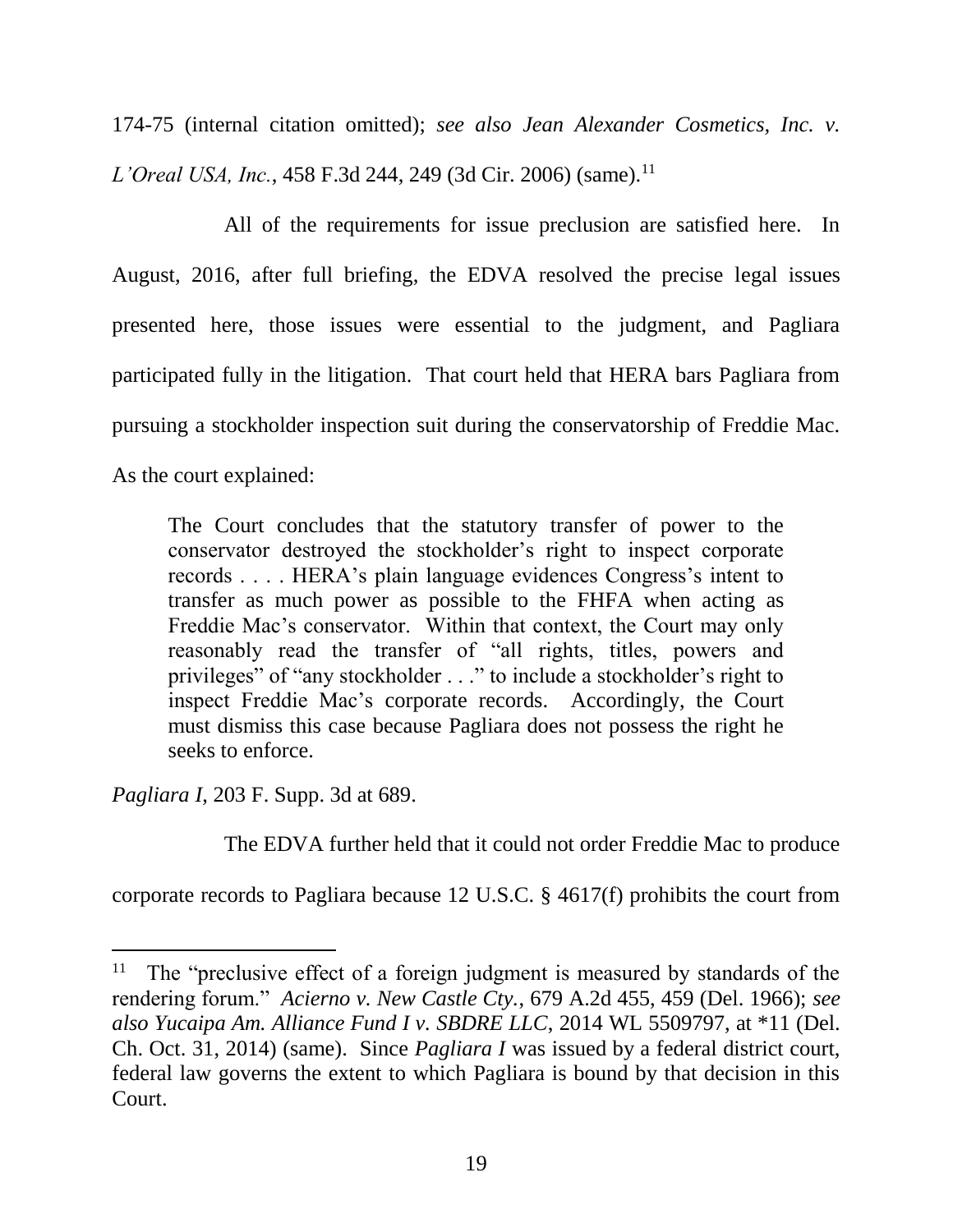174-75 (internal citation omitted); *see also Jean Alexander Cosmetics, Inc. v. L'Oreal USA, Inc.*, 458 F.3d 244, 249 (3d Cir. 2006) (same).[11]

All of the requirements for issue preclusion are satisfied here. In August, 2016, after full briefing, the EDVA resolved the precise legal issues presented here, those issues were essential to the judgment, and Pagliara participated fully in the litigation. That court held that HERA bars Pagliara from pursuing a stockholder inspection suit during the conservatorship of Freddie Mac. As the court explained:

> The Court concludes that the statutory transfer of power to the conservator destroyed the stockholder's right to inspect corporate records . . . . HERA's plain language evidences Congress's intent to transfer as much power as possible to the FHFA when acting as Freddie Mac's conservator. Within that context, the Court may only reasonably read the transfer of "all rights, titles, powers and privileges" of "any stockholder . . ." to include a stockholder's right to inspect Freddie Mac's corporate records. Accordingly, the Court must dismiss this case because Pagliara does not possess the right he seeks to enforce.

*Pagliara I*, 203 F. Supp. 3d at 689.

The EDVA further held that it could not order Freddie Mac to produce corporate records to Pagliara because 12 U.S.C. § 4617(f) prohibits the court from

---

[11] The "preclusive effect of a foreign judgment is measured by standards of the rendering forum." *Acierno v. New Castle Cty.*, 679 A.2d 455, 459 (Del. 1966); *see also Yucaipa Am. Alliance Fund I v. SBDRE LLC*, 2014 WL 5509797, at *11 (Del. Ch. Oct. 31, 2014) (same). Since *Pagliara I* was issued by a federal district court, federal law governs the extent to which Pagliara is bound by that decision in this Court.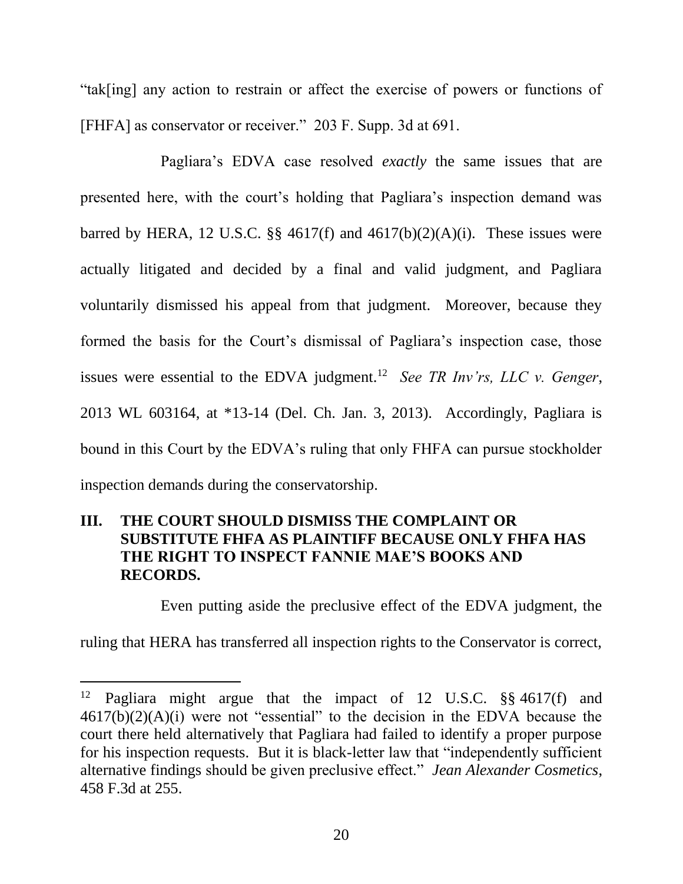"tak[ing] any action to restrain or affect the exercise of powers or functions of [FHFA] as conservator or receiver." 203 F. Supp. 3d at 691.

Pagliara's EDVA case resolved *exactly* the same issues that are presented here, with the court's holding that Pagliara's inspection demand was barred by HERA, 12 U.S.C. §§ 4617(f) and 4617(b)(2)(A)(i). These issues were actually litigated and decided by a final and valid judgment, and Pagliara voluntarily dismissed his appeal from that judgment. Moreover, because they formed the basis for the Court's dismissal of Pagliara's inspection case, those issues were essential to the EDVA judgment.[12] *See TR Inv'rs, LLC v. Genger*, 2013 WL 603164, at *13-14 (Del. Ch. Jan. 3, 2013). Accordingly, Pagliara is bound in this Court by the EDVA's ruling that only FHFA can pursue stockholder inspection demands during the conservatorship.

## III. THE COURT SHOULD DISMISS THE COMPLAINT OR SUBSTITUTE FHFA AS PLAINTIFF BECAUSE ONLY FHFA HAS THE RIGHT TO INSPECT FANNIE MAE'S BOOKS AND RECORDS.

Even putting aside the preclusive effect of the EDVA judgment, the ruling that HERA has transferred all inspection rights to the Conservator is correct,

---

[12] Pagliara might argue that the impact of 12 U.S.C. §§ 4617(f) and 4617(b)(2)(A)(i) were not "essential" to the decision in the EDVA because the court there held alternatively that Pagliara had failed to identify a proper purpose for his inspection requests. But it is black-letter law that "independently sufficient alternative findings should be given preclusive effect." *Jean Alexander Cosmetics*, 458 F.3d at 255.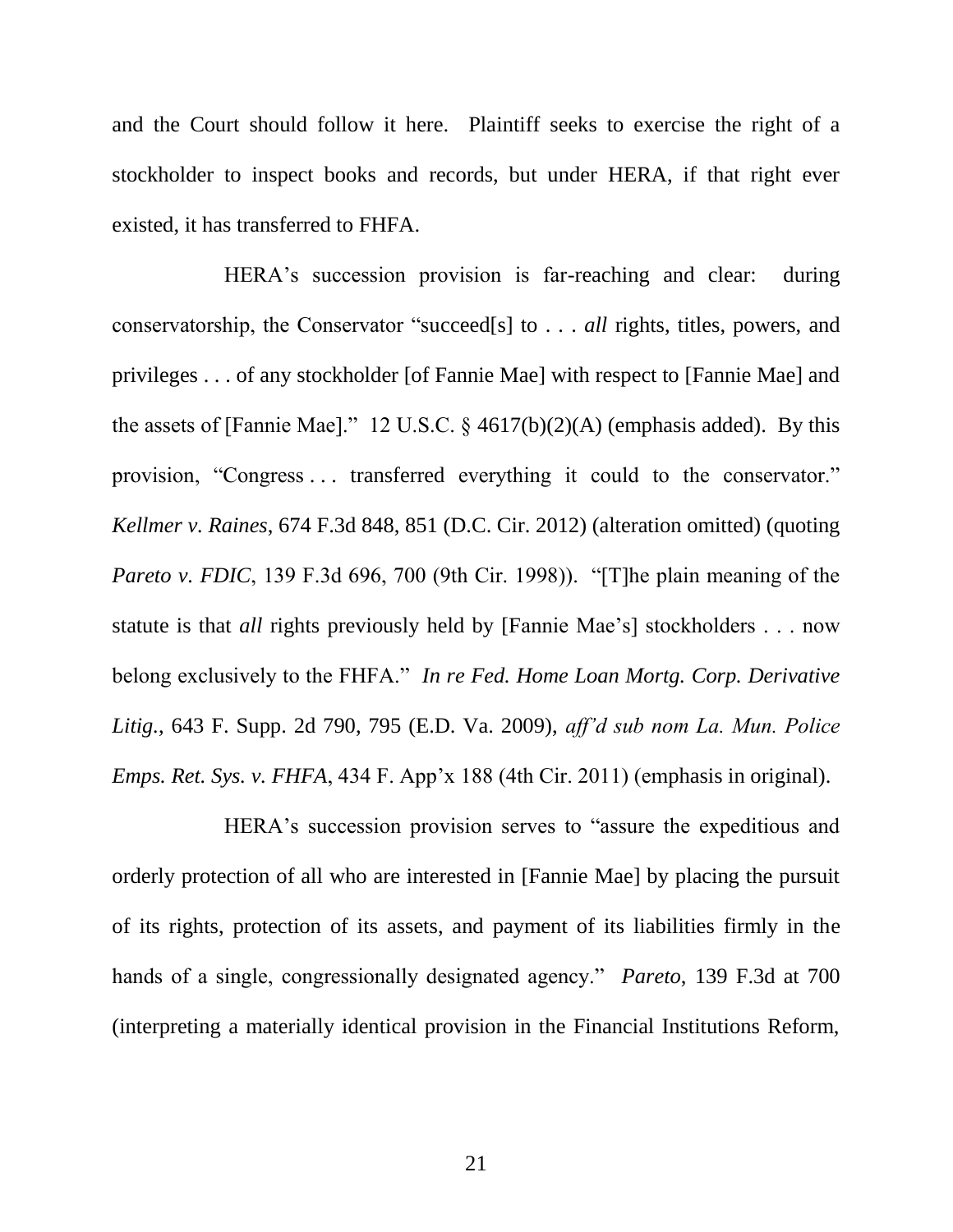and the Court should follow it here. Plaintiff seeks to exercise the right of a stockholder to inspect books and records, but under HERA, if that right ever existed, it has transferred to FHFA.

HERA's succession provision is far-reaching and clear: during conservatorship, the Conservator "succeed[s] to . . . *all* rights, titles, powers, and privileges . . . of any stockholder [of Fannie Mae] with respect to [Fannie Mae] and the assets of [Fannie Mae]." 12 U.S.C. § 4617(b)(2)(A) (emphasis added). By this provision, "Congress . . . transferred everything it could to the conservator." *Kellmer v. Raines*, 674 F.3d 848, 851 (D.C. Cir. 2012) (alteration omitted) (quoting *Pareto v. FDIC*, 139 F.3d 696, 700 (9th Cir. 1998)). "[T]he plain meaning of the statute is that *all* rights previously held by [Fannie Mae's] stockholders . . . now belong exclusively to the FHFA." *In re Fed. Home Loan Mortg. Corp. Derivative Litig.*, 643 F. Supp. 2d 790, 795 (E.D. Va. 2009), *aff'd sub nom La. Mun. Police Emps. Ret. Sys. v. FHFA*, 434 F. App'x 188 (4th Cir. 2011) (emphasis in original).

HERA's succession provision serves to "assure the expeditious and orderly protection of all who are interested in [Fannie Mae] by placing the pursuit of its rights, protection of its assets, and payment of its liabilities firmly in the hands of a single, congressionally designated agency." *Pareto*, 139 F.3d at 700 (interpreting a materially identical provision in the Financial Institutions Reform,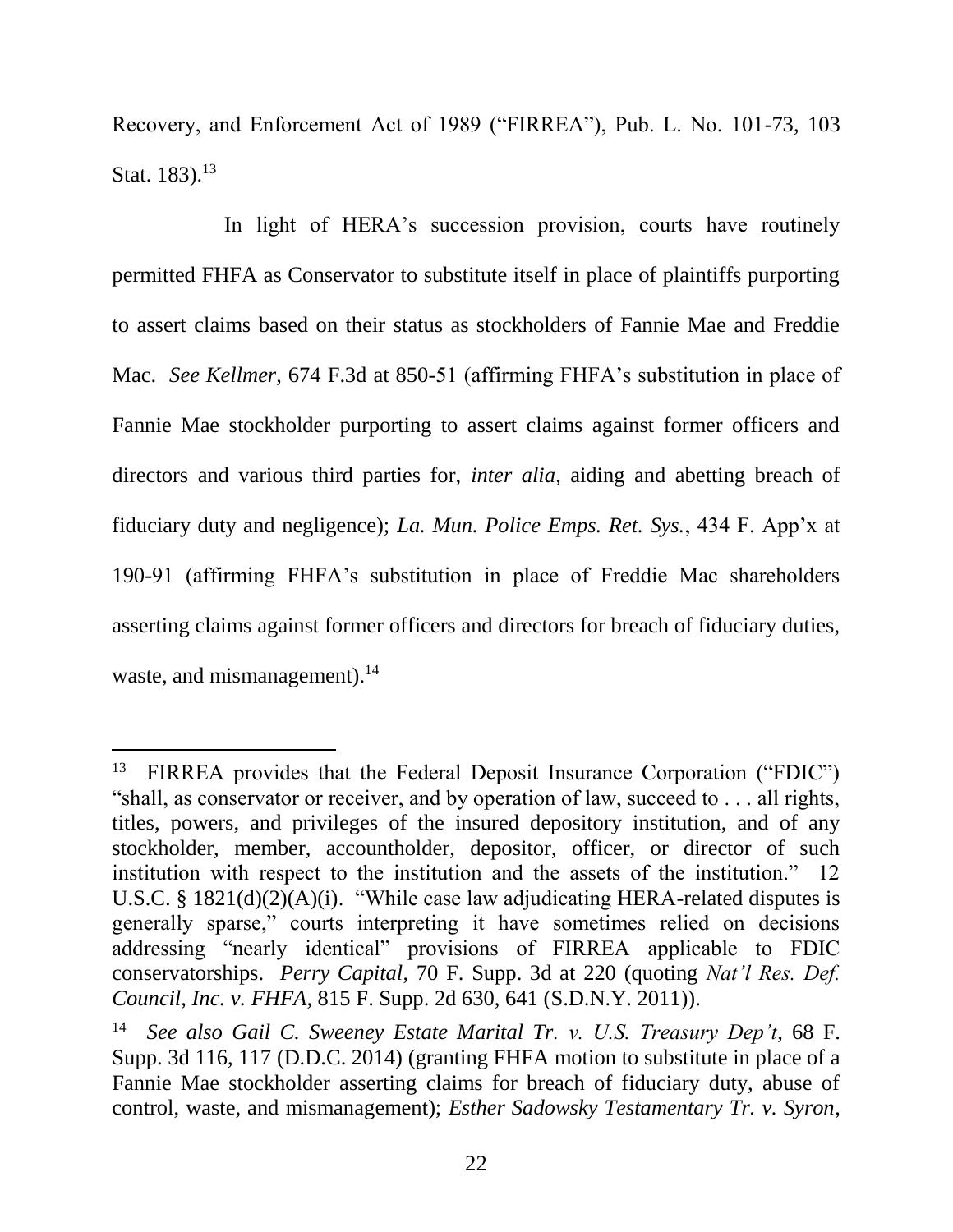Recovery, and Enforcement Act of 1989 ("FIRREA"), Pub. L. No. 101-73, 103 Stat. 183).[13]

In light of HERA's succession provision, courts have routinely permitted FHFA as Conservator to substitute itself in place of plaintiffs purporting to assert claims based on their status as stockholders of Fannie Mae and Freddie Mac. *See Kellmer*, 674 F.3d at 850-51 (affirming FHFA's substitution in place of Fannie Mae stockholder purporting to assert claims against former officers and directors and various third parties for, *inter alia*, aiding and abetting breach of fiduciary duty and negligence); *La. Mun. Police Emps. Ret. Sys.*, 434 F. App'x at 190-91 (affirming FHFA's substitution in place of Freddie Mac shareholders asserting claims against former officers and directors for breach of fiduciary duties, waste, and mismanagement).[14]

---

[13] FIRREA provides that the Federal Deposit Insurance Corporation ("FDIC") "shall, as conservator or receiver, and by operation of law, succeed to . . . all rights, titles, powers, and privileges of the insured depository institution, and of any stockholder, member, accountholder, depositor, officer, or director of such institution with respect to the institution and the assets of the institution." 12 U.S.C. § 1821(d)(2)(A)(i). "While case law adjudicating HERA-related disputes is generally sparse," courts interpreting it have sometimes relied on decisions addressing "nearly identical" provisions of FIRREA applicable to FDIC conservatorships. *Perry Capital*, 70 F. Supp. 3d at 220 (quoting *Nat'l Res. Def. Council, Inc. v. FHFA*, 815 F. Supp. 2d 630, 641 (S.D.N.Y. 2011)).

[14] *See also Gail C. Sweeney Estate Marital Tr. v. U.S. Treasury Dep't*, 68 F. Supp. 3d 116, 117 (D.D.C. 2014) (granting FHFA motion to substitute in place of a Fannie Mae stockholder asserting claims for breach of fiduciary duty, abuse of control, waste, and mismanagement); *Esther Sadowsky Testamentary Tr. v. Syron*,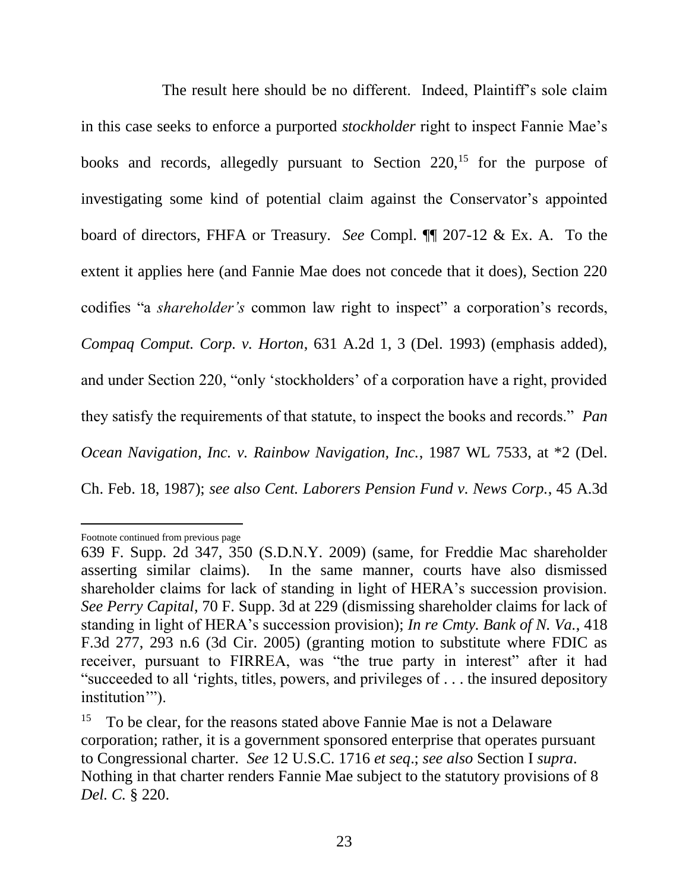The result here should be no different. Indeed, Plaintiff's sole claim in this case seeks to enforce a purported *stockholder* right to inspect Fannie Mae's books and records, allegedly pursuant to Section 220,[15] for the purpose of investigating some kind of potential claim against the Conservator's appointed board of directors, FHFA or Treasury. *See* Compl. ¶¶ 207-12 & Ex. A. To the extent it applies here (and Fannie Mae does not concede that it does), Section 220 codifies "a *shareholder's* common law right to inspect" a corporation's records, *Compaq Comput. Corp. v. Horton*, 631 A.2d 1, 3 (Del. 1993) (emphasis added), and under Section 220, "only 'stockholders' of a corporation have a right, provided they satisfy the requirements of that statute, to inspect the books and records." *Pan Ocean Navigation, Inc. v. Rainbow Navigation, Inc.*, 1987 WL 7533, at *2 (Del. Ch. Feb. 18, 1987); *see also Cent. Laborers Pension Fund v. News Corp.*, 45 A.3d

---

Footnote continued from previous page

639 F. Supp. 2d 347, 350 (S.D.N.Y. 2009) (same, for Freddie Mac shareholder asserting similar claims). In the same manner, courts have also dismissed shareholder claims for lack of standing in light of HERA's succession provision. *See Perry Capital*, 70 F. Supp. 3d at 229 (dismissing shareholder claims for lack of standing in light of HERA's succession provision); *In re Cmty. Bank of N. Va.*, 418 F.3d 277, 293 n.6 (3d Cir. 2005) (granting motion to substitute where FDIC as receiver, pursuant to FIRREA, was "the true party in interest" after it had "succeeded to all 'rights, titles, powers, and privileges of . . . the insured depository institution'").

[15] To be clear, for the reasons stated above Fannie Mae is not a Delaware corporation; rather, it is a government sponsored enterprise that operates pursuant to Congressional charter. *See* 12 U.S.C. 1716 *et seq*.; *see also* Section I *supra*. Nothing in that charter renders Fannie Mae subject to the statutory provisions of 8 *Del. C.* § 220.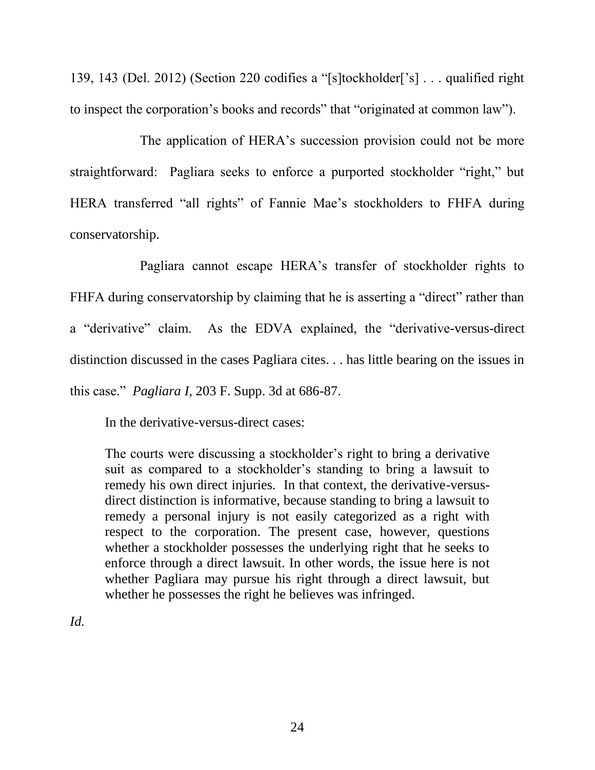139, 143 (Del. 2012) (Section 220 codifies a "[s]tockholder['s] . . . qualified right to inspect the corporation's books and records" that "originated at common law").

The application of HERA's succession provision could not be more straightforward: Pagliara seeks to enforce a purported stockholder "right," but HERA transferred "all rights" of Fannie Mae's stockholders to FHFA during conservatorship.

Pagliara cannot escape HERA's transfer of stockholder rights to FHFA during conservatorship by claiming that he is asserting a "direct" rather than a "derivative" claim. As the EDVA explained, the "derivative-versus-direct distinction discussed in the cases Pagliara cites. . . has little bearing on the issues in this case." *Pagliara I,* 203 F. Supp. 3d at 686-87.

In the derivative-versus-direct cases:

> The courts were discussing a stockholder's right to bring a derivative suit as compared to a stockholder's standing to bring a lawsuit to remedy his own direct injuries. In that context, the derivative-versus-direct distinction is informative, because standing to bring a lawsuit to remedy a personal injury is not easily categorized as a right with respect to the corporation. The present case, however, questions whether a stockholder possesses the underlying right that he seeks to enforce through a direct lawsuit. In other words, the issue here is not whether Pagliara may pursue his right through a direct lawsuit, but whether he possesses the right he believes was infringed.

*Id.*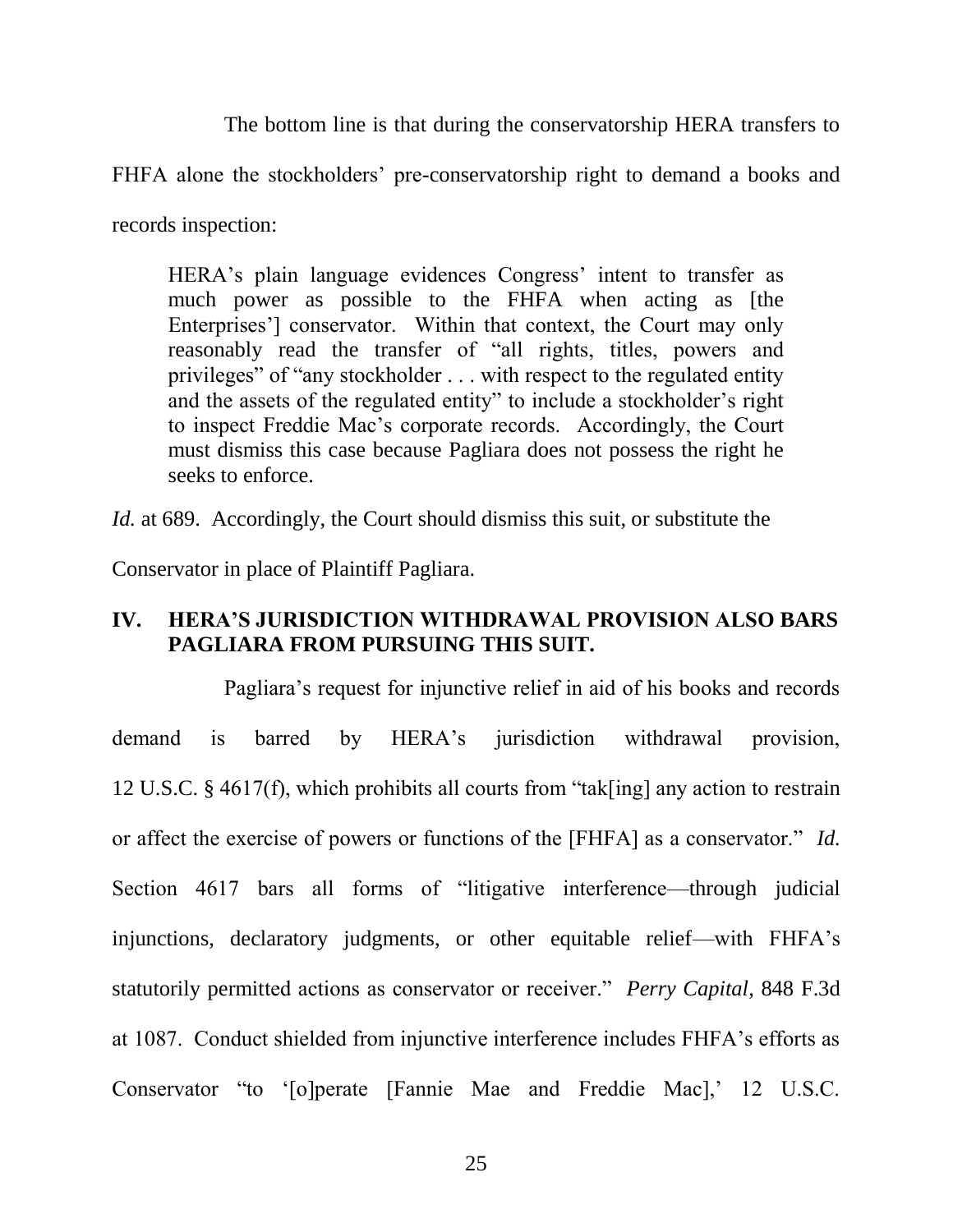The bottom line is that during the conservatorship HERA transfers to FHFA alone the stockholders' pre-conservatorship right to demand a books and records inspection:

> HERA's plain language evidences Congress' intent to transfer as much power as possible to the FHFA when acting as [the Enterprises'] conservator. Within that context, the Court may only reasonably read the transfer of "all rights, titles, powers and privileges" of "any stockholder . . . with respect to the regulated entity and the assets of the regulated entity" to include a stockholder's right to inspect Freddie Mac's corporate records. Accordingly, the Court must dismiss this case because Pagliara does not possess the right he seeks to enforce.

*Id.* at 689. Accordingly, the Court should dismiss this suit, or substitute the Conservator in place of Plaintiff Pagliara.

## IV. HERA'S JURISDICTION WITHDRAWAL PROVISION ALSO BARS PAGLIARA FROM PURSUING THIS SUIT.

Pagliara's request for injunctive relief in aid of his books and records demand is barred by HERA's jurisdiction withdrawal provision, 12 U.S.C. § 4617(f), which prohibits all courts from "tak[ing] any action to restrain or affect the exercise of powers or functions of the [FHFA] as a conservator." *Id.* Section 4617 bars all forms of "litigative interference—through judicial injunctions, declaratory judgments, or other equitable relief—with FHFA's statutorily permitted actions as conservator or receiver." *Perry Capital*, 848 F.3d at 1087. Conduct shielded from injunctive interference includes FHFA's efforts as Conservator "to '[o]perate [Fannie Mae and Freddie Mac],' 12 U.S.C.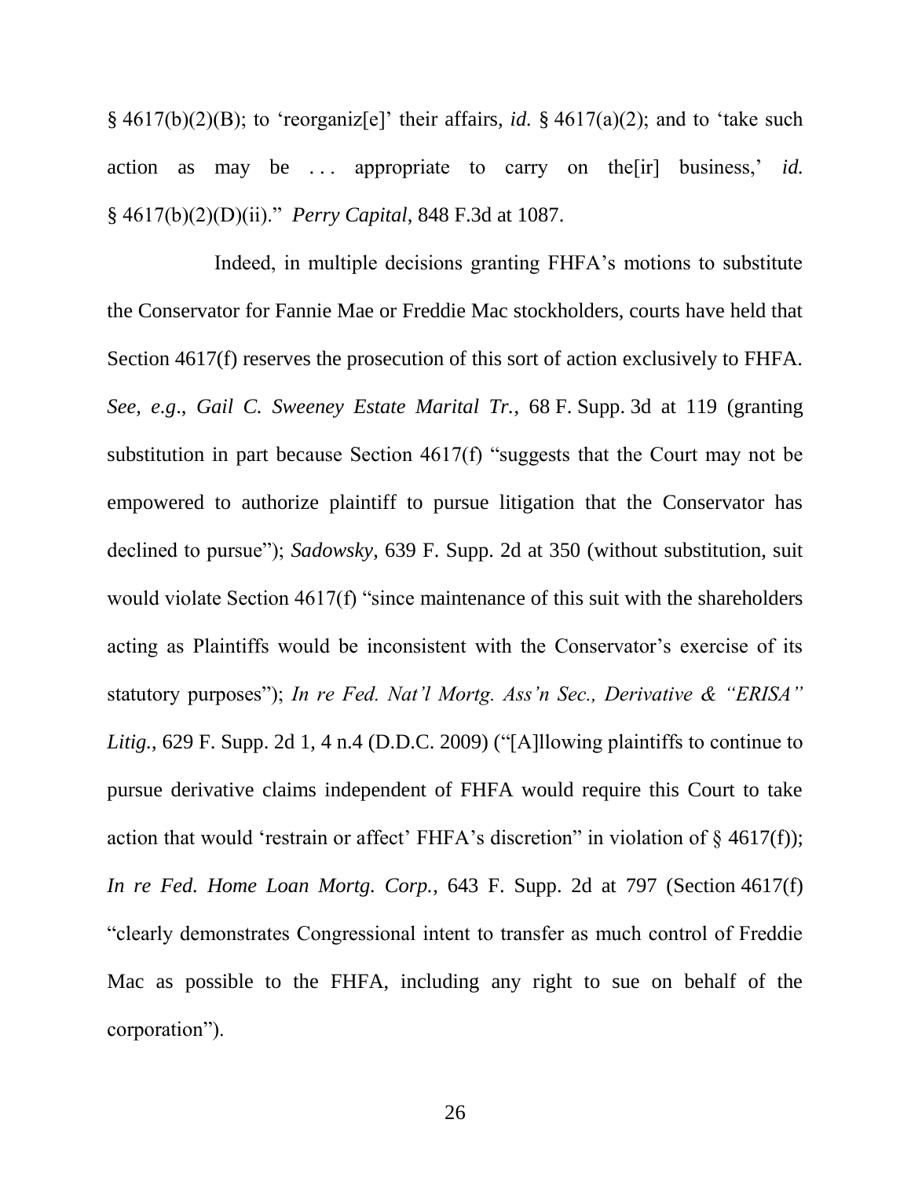§ 4617(b)(2)(B); to 'reorganiz[e]' their affairs, *id.* § 4617(a)(2); and to 'take such action as may be . . . appropriate to carry on the[ir] business,' *id.* § 4617(b)(2)(D)(ii)." *Perry Capital*, 848 F.3d at 1087.

Indeed, in multiple decisions granting FHFA's motions to substitute the Conservator for Fannie Mae or Freddie Mac stockholders, courts have held that Section 4617(f) reserves the prosecution of this sort of action exclusively to FHFA. *See, e.g.*, *Gail C. Sweeney Estate Marital Tr.*, 68 F. Supp. 3d at 119 (granting substitution in part because Section 4617(f) "suggests that the Court may not be empowered to authorize plaintiff to pursue litigation that the Conservator has declined to pursue"); *Sadowsky*, 639 F. Supp. 2d at 350 (without substitution, suit would violate Section 4617(f) "since maintenance of this suit with the shareholders acting as Plaintiffs would be inconsistent with the Conservator's exercise of its statutory purposes"); *In re Fed. Nat'l Mortg. Ass'n Sec., Derivative & "ERISA" Litig.*, 629 F. Supp. 2d 1, 4 n.4 (D.D.C. 2009) ("[A]llowing plaintiffs to continue to pursue derivative claims independent of FHFA would require this Court to take action that would 'restrain or affect' FHFA's discretion" in violation of § 4617(f)); *In re Fed. Home Loan Mortg. Corp.*, 643 F. Supp. 2d at 797 (Section 4617(f) "clearly demonstrates Congressional intent to transfer as much control of Freddie Mac as possible to the FHFA, including any right to sue on behalf of the corporation").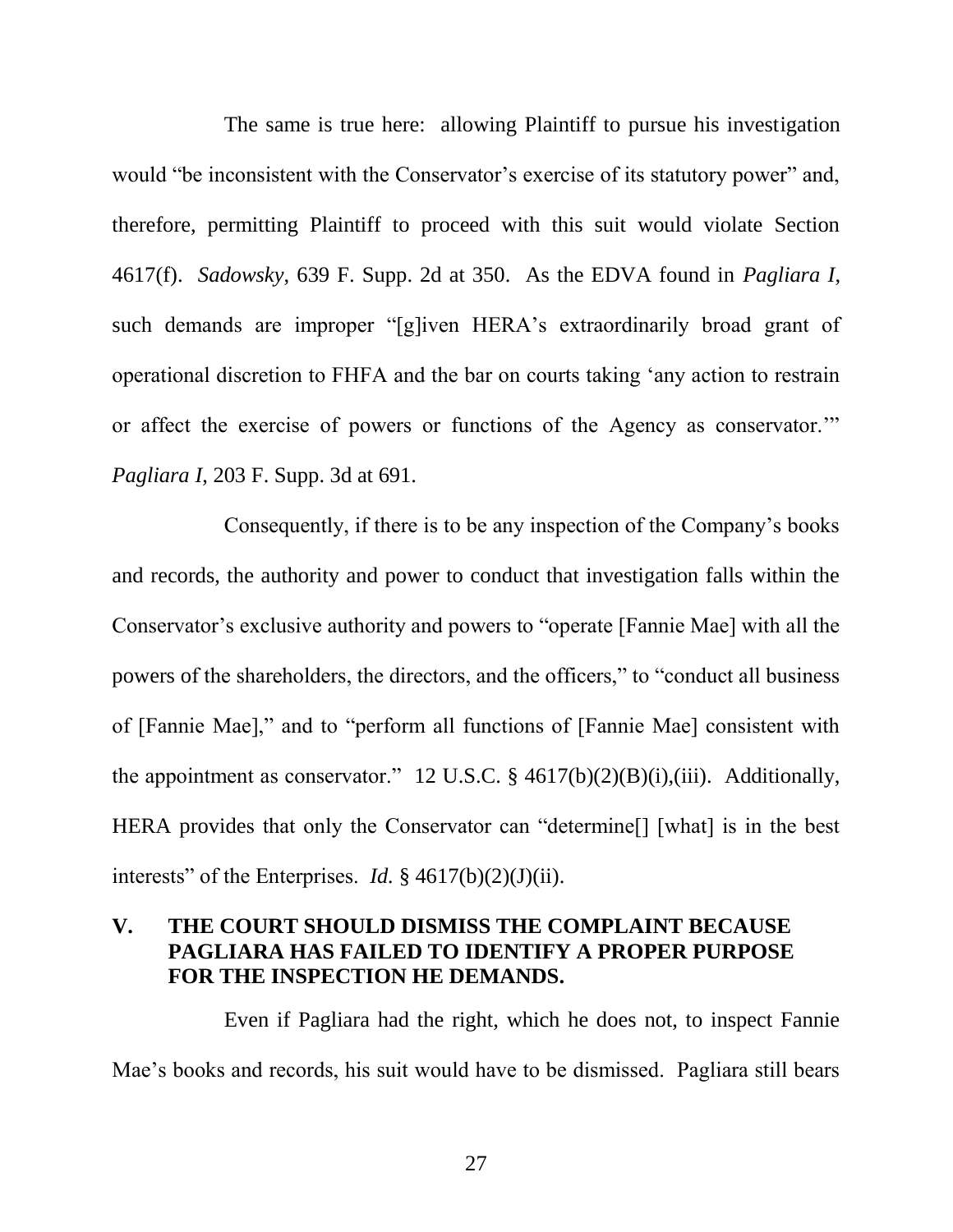The same is true here: allowing Plaintiff to pursue his investigation would "be inconsistent with the Conservator's exercise of its statutory power" and, therefore, permitting Plaintiff to proceed with this suit would violate Section 4617(f). *Sadowsky*, 639 F. Supp. 2d at 350. As the EDVA found in *Pagliara I*, such demands are improper "[g]iven HERA's extraordinarily broad grant of operational discretion to FHFA and the bar on courts taking 'any action to restrain or affect the exercise of powers or functions of the Agency as conservator.'" *Pagliara I*, 203 F. Supp. 3d at 691.

Consequently, if there is to be any inspection of the Company's books and records, the authority and power to conduct that investigation falls within the Conservator's exclusive authority and powers to "operate [Fannie Mae] with all the powers of the shareholders, the directors, and the officers," to "conduct all business of [Fannie Mae]," and to "perform all functions of [Fannie Mae] consistent with the appointment as conservator." 12 U.S.C. § 4617(b)(2)(B)(i),(iii). Additionally, HERA provides that only the Conservator can "determine[] [what] is in the best interests" of the Enterprises. *Id.* § 4617(b)(2)(J)(ii).

## V. THE COURT SHOULD DISMISS THE COMPLAINT BECAUSE PAGLIARA HAS FAILED TO IDENTIFY A PROPER PURPOSE FOR THE INSPECTION HE DEMANDS.

Even if Pagliara had the right, which he does not, to inspect Fannie Mae's books and records, his suit would have to be dismissed. Pagliara still bears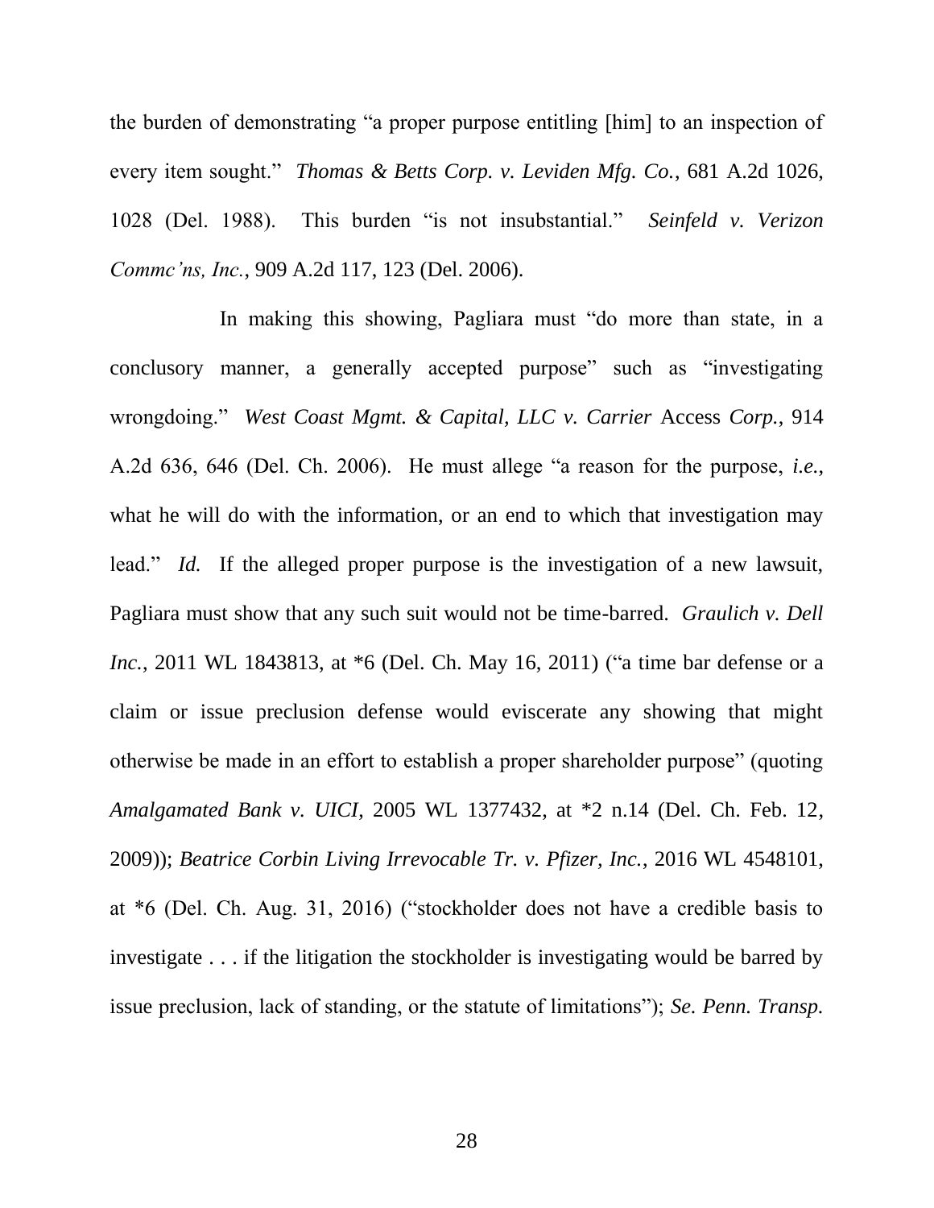the burden of demonstrating "a proper purpose entitling [him] to an inspection of every item sought." *Thomas & Betts Corp. v. Leviden Mfg. Co.*, 681 A.2d 1026, 1028 (Del. 1988). This burden "is not insubstantial." *Seinfeld v. Verizon Commc'ns, Inc.*, 909 A.2d 117, 123 (Del. 2006).

In making this showing, Pagliara must "do more than state, in a conclusory manner, a generally accepted purpose" such as "investigating wrongdoing." *West Coast Mgmt. & Capital, LLC v. Carrier* Access *Corp.*, 914 A.2d 636, 646 (Del. Ch. 2006). He must allege "a reason for the purpose, *i.e.*, what he will do with the information, or an end to which that investigation may lead." *Id.* If the alleged proper purpose is the investigation of a new lawsuit, Pagliara must show that any such suit would not be time-barred. *Graulich v. Dell Inc.*, 2011 WL 1843813, at *6 (Del. Ch. May 16, 2011) ("a time bar defense or a claim or issue preclusion defense would eviscerate any showing that might otherwise be made in an effort to establish a proper shareholder purpose" (quoting *Amalgamated Bank v. UICI*, 2005 WL 1377432, at *2 n.14 (Del. Ch. Feb. 12, 2009)); *Beatrice Corbin Living Irrevocable Tr. v. Pfizer, Inc.*, 2016 WL 4548101, at *6 (Del. Ch. Aug. 31, 2016) ("stockholder does not have a credible basis to investigate . . . if the litigation the stockholder is investigating would be barred by issue preclusion, lack of standing, or the statute of limitations"); *Se. Penn. Transp.*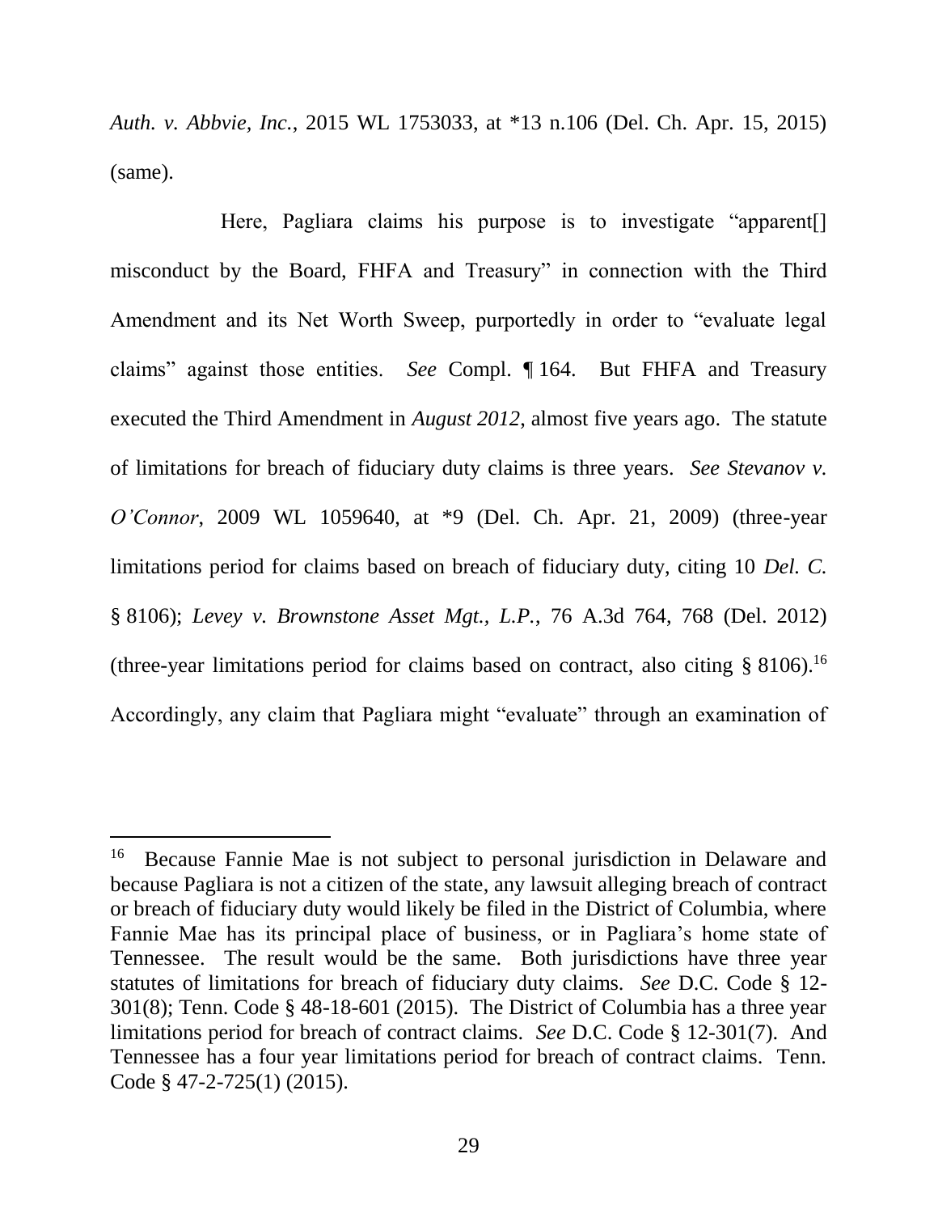*Auth. v. Abbvie, Inc.*, 2015 WL 1753033, at *13 n.106 (Del. Ch. Apr. 15, 2015) (same).

Here, Pagliara claims his purpose is to investigate "apparent[] misconduct by the Board, FHFA and Treasury" in connection with the Third Amendment and its Net Worth Sweep, purportedly in order to "evaluate legal claims" against those entities. *See* Compl. ¶ 164. But FHFA and Treasury executed the Third Amendment in *August 2012*, almost five years ago. The statute of limitations for breach of fiduciary duty claims is three years. *See Stevanov v. O'Connor*, 2009 WL 1059640, at *9 (Del. Ch. Apr. 21, 2009) (three-year limitations period for claims based on breach of fiduciary duty, citing 10 *Del. C.* § 8106); *Levey v. Brownstone Asset Mgt., L.P.*, 76 A.3d 764, 768 (Del. 2012) (three-year limitations period for claims based on contract, also citing § 8106).[16] Accordingly, any claim that Pagliara might "evaluate" through an examination of

---

[16] Because Fannie Mae is not subject to personal jurisdiction in Delaware and because Pagliara is not a citizen of the state, any lawsuit alleging breach of contract or breach of fiduciary duty would likely be filed in the District of Columbia, where Fannie Mae has its principal place of business, or in Pagliara's home state of Tennessee. The result would be the same. Both jurisdictions have three year statutes of limitations for breach of fiduciary duty claims. *See* D.C. Code § 12-301(8); Tenn. Code § 48-18-601 (2015). The District of Columbia has a three year limitations period for breach of contract claims. *See* D.C. Code § 12-301(7). And Tennessee has a four year limitations period for breach of contract claims. Tenn. Code § 47-2-725(1) (2015).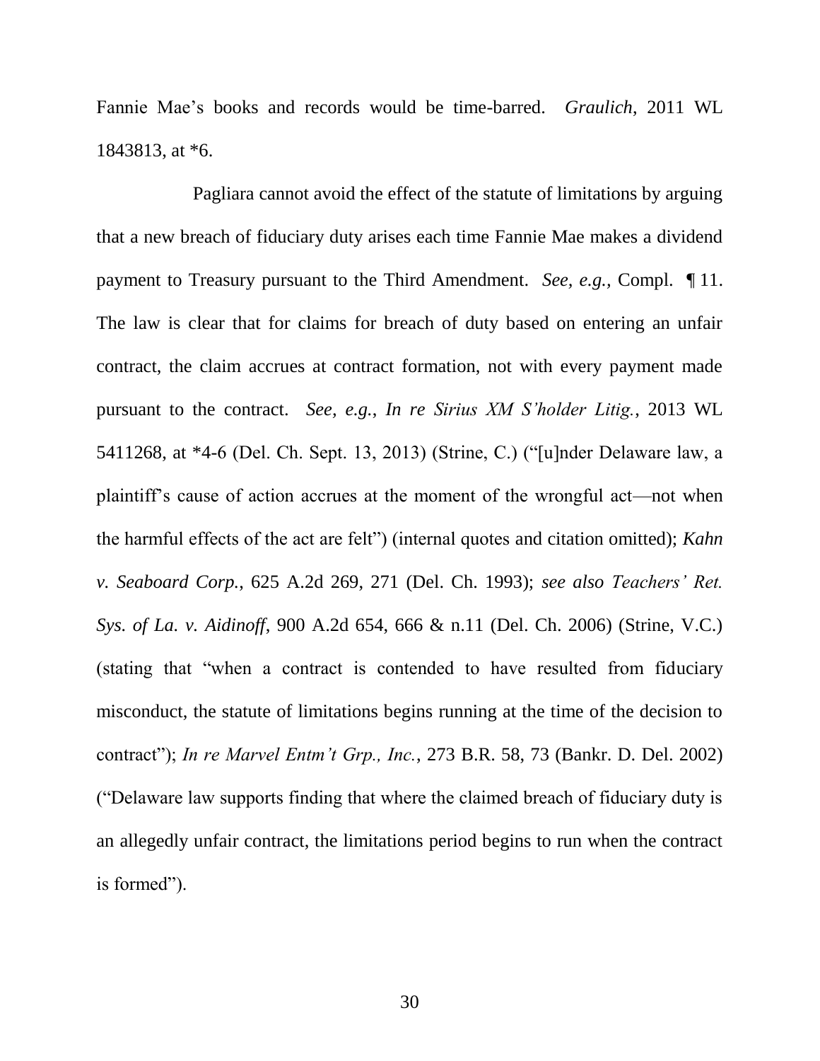Fannie Mae's books and records would be time-barred. *Graulich*, 2011 WL 1843813, at *6.

Pagliara cannot avoid the effect of the statute of limitations by arguing that a new breach of fiduciary duty arises each time Fannie Mae makes a dividend payment to Treasury pursuant to the Third Amendment. *See, e.g.,* Compl. ¶ 11. The law is clear that for claims for breach of duty based on entering an unfair contract, the claim accrues at contract formation, not with every payment made pursuant to the contract. *See, e.g., In re Sirius XM S'holder Litig.*, 2013 WL 5411268, at *4-6 (Del. Ch. Sept. 13, 2013) (Strine, C.) ("[u]nder Delaware law, a plaintiff's cause of action accrues at the moment of the wrongful act—not when the harmful effects of the act are felt") (internal quotes and citation omitted); *Kahn v. Seaboard Corp.*, 625 A.2d 269, 271 (Del. Ch. 1993); *see also Teachers' Ret. Sys. of La. v. Aidinoff*, 900 A.2d 654, 666 & n.11 (Del. Ch. 2006) (Strine, V.C.) (stating that "when a contract is contended to have resulted from fiduciary misconduct, the statute of limitations begins running at the time of the decision to contract"); *In re Marvel Entm't Grp., Inc.*, 273 B.R. 58, 73 (Bankr. D. Del. 2002) ("Delaware law supports finding that where the claimed breach of fiduciary duty is an allegedly unfair contract, the limitations period begins to run when the contract is formed").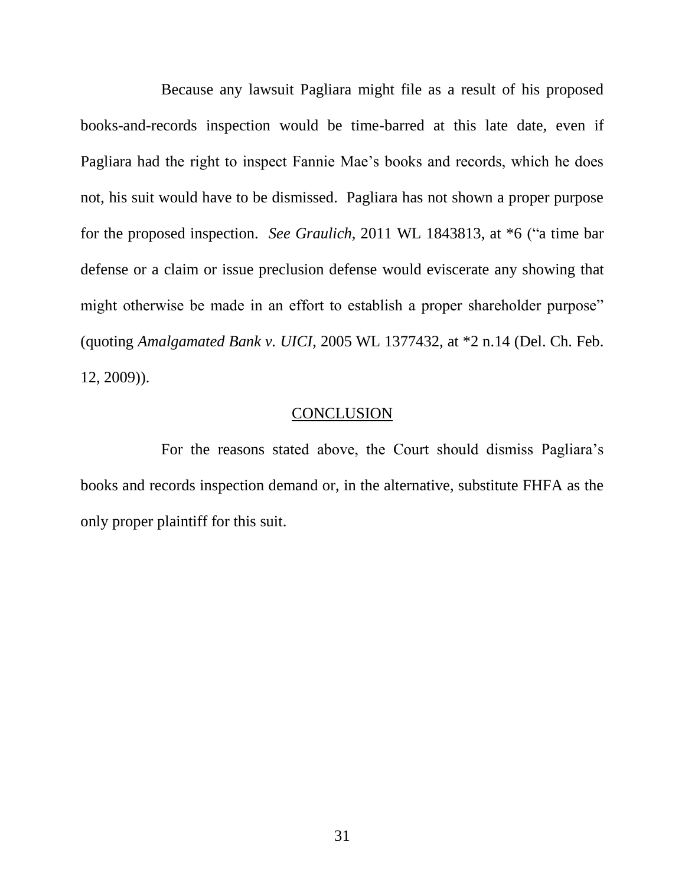Because any lawsuit Pagliara might file as a result of his proposed books-and-records inspection would be time-barred at this late date, even if Pagliara had the right to inspect Fannie Mae's books and records, which he does not, his suit would have to be dismissed. Pagliara has not shown a proper purpose for the proposed inspection. *See Graulich*, 2011 WL 1843813, at *6 ("a time bar defense or a claim or issue preclusion defense would eviscerate any showing that might otherwise be made in an effort to establish a proper shareholder purpose" (quoting *Amalgamated Bank v. UICI*, 2005 WL 1377432, at *2 n.14 (Del. Ch. Feb. 12, 2009)).

## CONCLUSION

For the reasons stated above, the Court should dismiss Pagliara's books and records inspection demand or, in the alternative, substitute FHFA as the only proper plaintiff for this suit.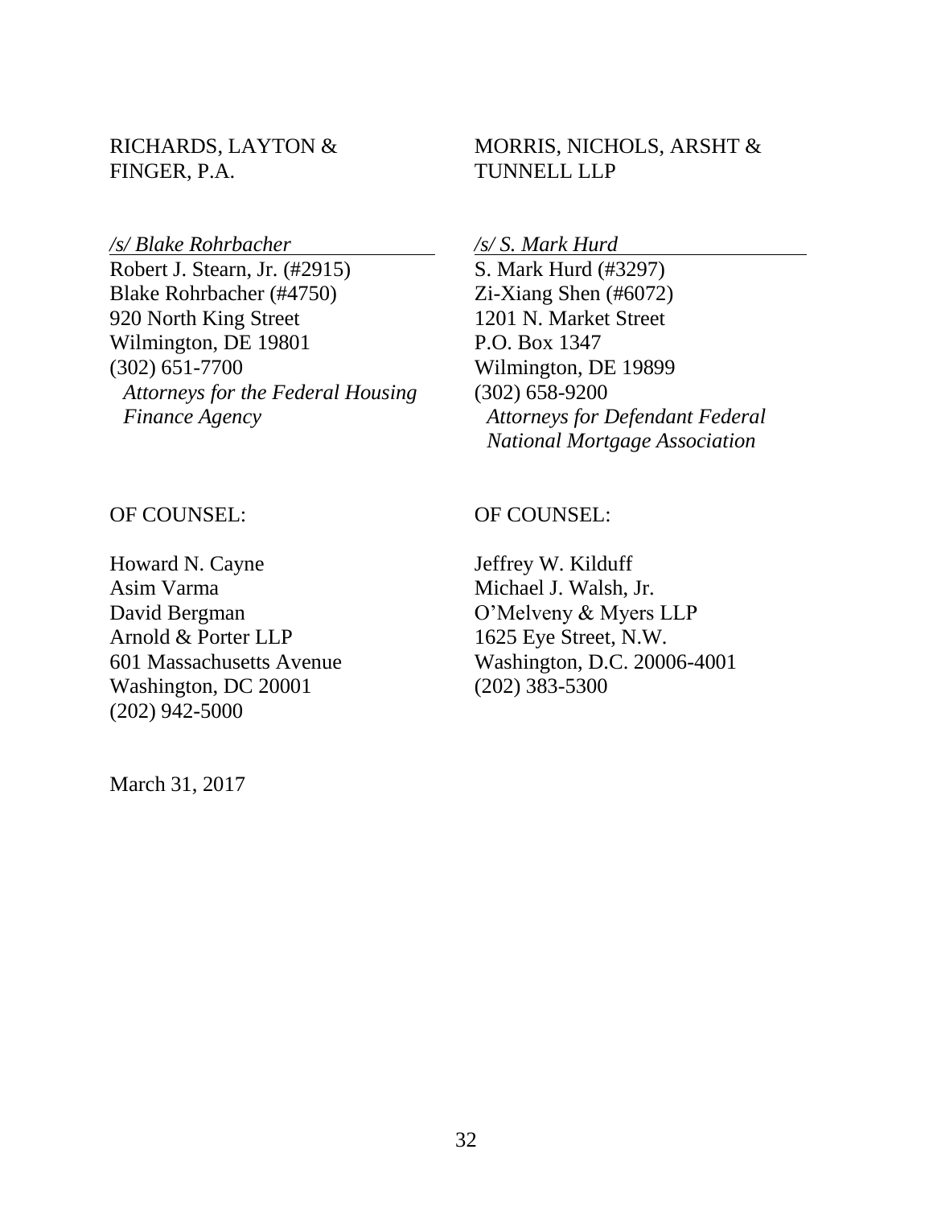RICHARDS, LAYTON & FINGER, P.A.

*/s/ Blake Rohrbacher*

Robert J. Stearn, Jr. (#2915)
Blake Rohrbacher (#4750)
920 North King Street
Wilmington, DE 19801
(302) 651-7700
*Attorneys for the Federal Housing Finance Agency*

OF COUNSEL:

Howard N. Cayne
Asim Varma
David Bergman
Arnold & Porter LLP
601 Massachusetts Avenue
Washington, DC 20001
(202) 942-5000

MORRIS, NICHOLS, ARSHT & TUNNELL LLP

*/s/ S. Mark Hurd*

S. Mark Hurd (#3297)
Zi-Xiang Shen (#6072)
1201 N. Market Street
P.O. Box 1347
Wilmington, DE 19899
(302) 658-9200
*Attorneys for Defendant Federal National Mortgage Association*

OF COUNSEL:

Jeffrey W. Kilduff
Michael J. Walsh, Jr.
O'Melveny & Myers LLP
1625 Eye Street, N.W.
Washington, D.C. 20006-4001
(202) 383-5300

March 31, 2017